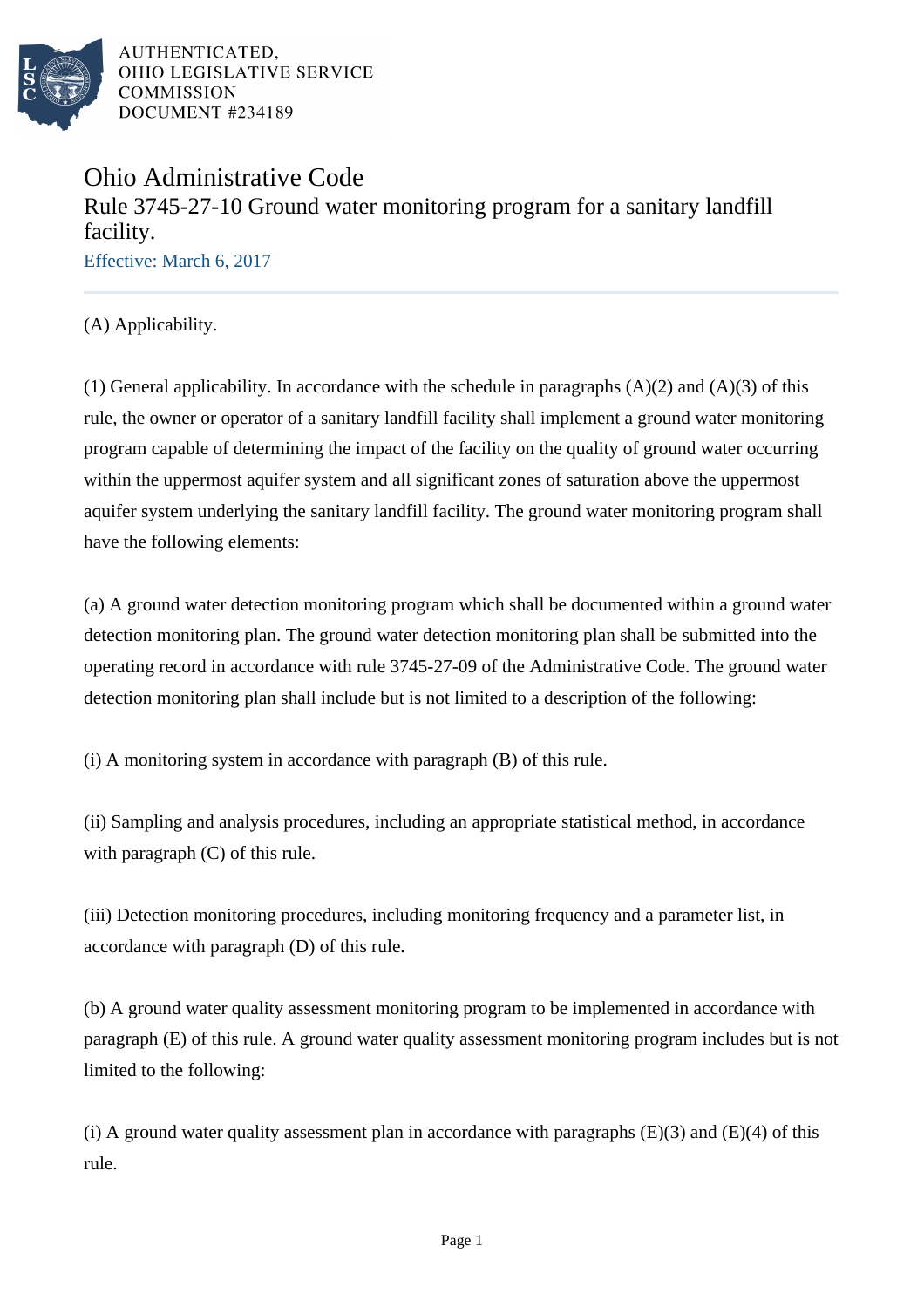AUTHENTICATED,
OHIO LEGISLATIVE SERVICE
COMMISSION
DOCUMENT #234189

# Ohio Administrative Code

## Rule 3745-27-10 Ground water monitoring program for a sanitary landfill facility.

Effective: March 6, 2017

(A) Applicability.

(1) General applicability. In accordance with the schedule in paragraphs (A)(2) and (A)(3) of this rule, the owner or operator of a sanitary landfill facility shall implement a ground water monitoring program capable of determining the impact of the facility on the quality of ground water occurring within the uppermost aquifer system and all significant zones of saturation above the uppermost aquifer system underlying the sanitary landfill facility. The ground water monitoring program shall have the following elements:

(a) A ground water detection monitoring program which shall be documented within a ground water detection monitoring plan. The ground water detection monitoring plan shall be submitted into the operating record in accordance with rule 3745-27-09 of the Administrative Code. The ground water detection monitoring plan shall include but is not limited to a description of the following:

(i) A monitoring system in accordance with paragraph (B) of this rule.

(ii) Sampling and analysis procedures, including an appropriate statistical method, in accordance with paragraph (C) of this rule.

(iii) Detection monitoring procedures, including monitoring frequency and a parameter list, in accordance with paragraph (D) of this rule.

(b) A ground water quality assessment monitoring program to be implemented in accordance with paragraph (E) of this rule. A ground water quality assessment monitoring program includes but is not limited to the following:

(i) A ground water quality assessment plan in accordance with paragraphs (E)(3) and (E)(4) of this rule.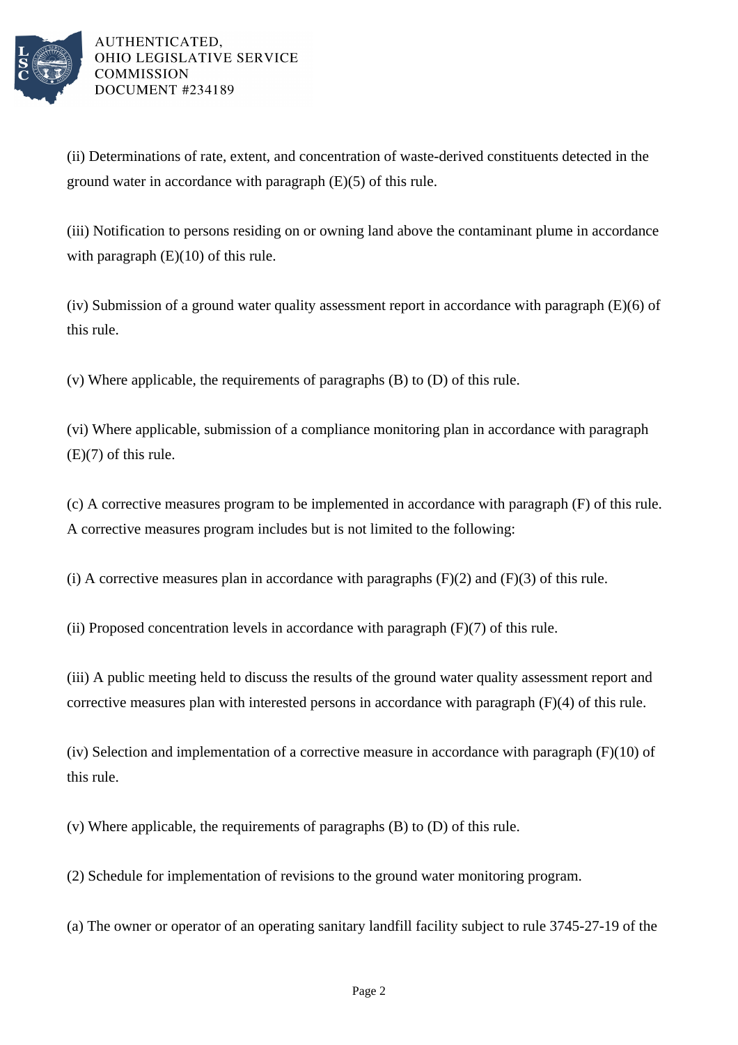(ii) Determinations of rate, extent, and concentration of waste-derived constituents detected in the ground water in accordance with paragraph (E)(5) of this rule.

(iii) Notification to persons residing on or owning land above the contaminant plume in accordance with paragraph (E)(10) of this rule.

(iv) Submission of a ground water quality assessment report in accordance with paragraph (E)(6) of this rule.

(v) Where applicable, the requirements of paragraphs (B) to (D) of this rule.

(vi) Where applicable, submission of a compliance monitoring plan in accordance with paragraph (E)(7) of this rule.

(c) A corrective measures program to be implemented in accordance with paragraph (F) of this rule. A corrective measures program includes but is not limited to the following:

(i) A corrective measures plan in accordance with paragraphs (F)(2) and (F)(3) of this rule.

(ii) Proposed concentration levels in accordance with paragraph (F)(7) of this rule.

(iii) A public meeting held to discuss the results of the ground water quality assessment report and corrective measures plan with interested persons in accordance with paragraph (F)(4) of this rule.

(iv) Selection and implementation of a corrective measure in accordance with paragraph (F)(10) of this rule.

(v) Where applicable, the requirements of paragraphs (B) to (D) of this rule.

(2) Schedule for implementation of revisions to the ground water monitoring program.

(a) The owner or operator of an operating sanitary landfill facility subject to rule 3745-27-19 of the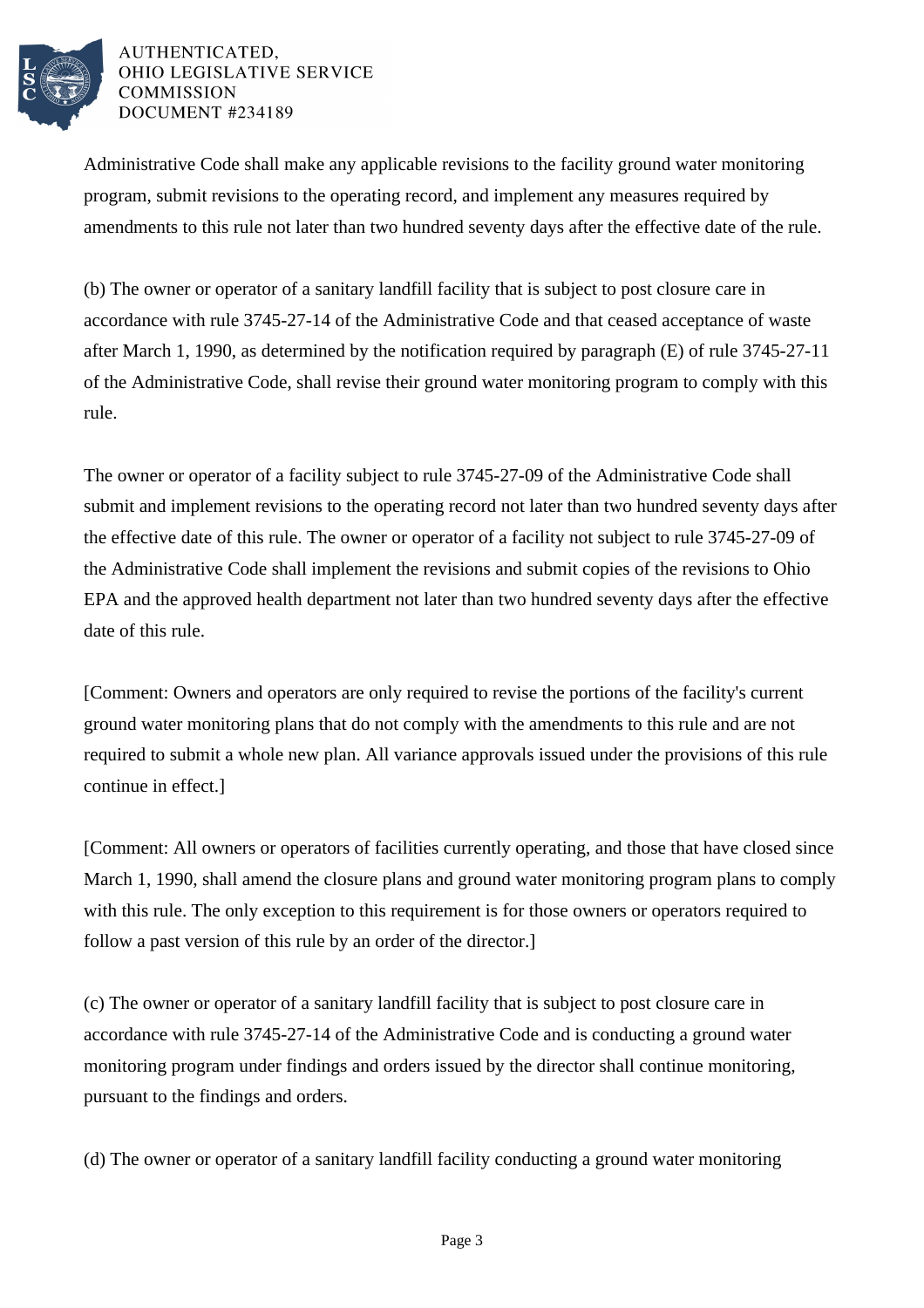Administrative Code shall make any applicable revisions to the facility ground water monitoring program, submit revisions to the operating record, and implement any measures required by amendments to this rule not later than two hundred seventy days after the effective date of the rule.

(b) The owner or operator of a sanitary landfill facility that is subject to post closure care in accordance with rule 3745-27-14 of the Administrative Code and that ceased acceptance of waste after March 1, 1990, as determined by the notification required by paragraph (E) of rule 3745-27-11 of the Administrative Code, shall revise their ground water monitoring program to comply with this rule.

The owner or operator of a facility subject to rule 3745-27-09 of the Administrative Code shall submit and implement revisions to the operating record not later than two hundred seventy days after the effective date of this rule. The owner or operator of a facility not subject to rule 3745-27-09 of the Administrative Code shall implement the revisions and submit copies of the revisions to Ohio EPA and the approved health department not later than two hundred seventy days after the effective date of this rule.

[Comment: Owners and operators are only required to revise the portions of the facility's current ground water monitoring plans that do not comply with the amendments to this rule and are not required to submit a whole new plan. All variance approvals issued under the provisions of this rule continue in effect.]

[Comment: All owners or operators of facilities currently operating, and those that have closed since March 1, 1990, shall amend the closure plans and ground water monitoring program plans to comply with this rule. The only exception to this requirement is for those owners or operators required to follow a past version of this rule by an order of the director.]

(c) The owner or operator of a sanitary landfill facility that is subject to post closure care in accordance with rule 3745-27-14 of the Administrative Code and is conducting a ground water monitoring program under findings and orders issued by the director shall continue monitoring, pursuant to the findings and orders.

(d) The owner or operator of a sanitary landfill facility conducting a ground water monitoring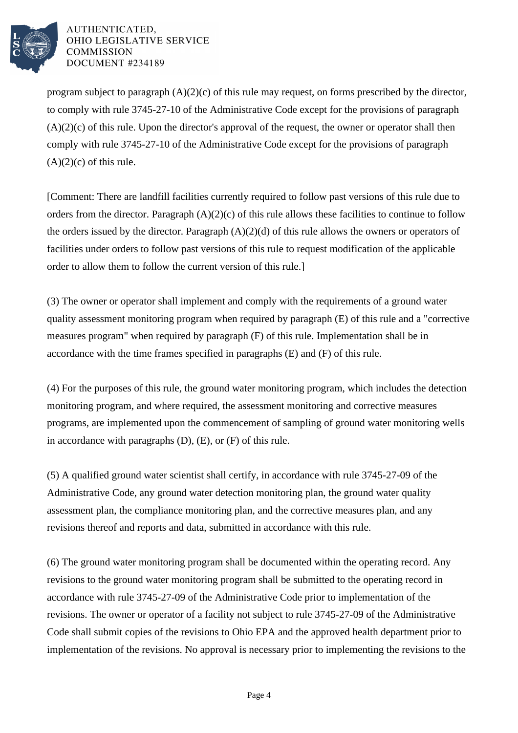program subject to paragraph (A)(2)(c) of this rule may request, on forms prescribed by the director, to comply with rule 3745-27-10 of the Administrative Code except for the provisions of paragraph (A)(2)(c) of this rule. Upon the director's approval of the request, the owner or operator shall then comply with rule 3745-27-10 of the Administrative Code except for the provisions of paragraph (A)(2)(c) of this rule.

[Comment: There are landfill facilities currently required to follow past versions of this rule due to orders from the director. Paragraph (A)(2)(c) of this rule allows these facilities to continue to follow the orders issued by the director. Paragraph (A)(2)(d) of this rule allows the owners or operators of facilities under orders to follow past versions of this rule to request modification of the applicable order to allow them to follow the current version of this rule.]

(3) The owner or operator shall implement and comply with the requirements of a ground water quality assessment monitoring program when required by paragraph (E) of this rule and a "corrective measures program" when required by paragraph (F) of this rule. Implementation shall be in accordance with the time frames specified in paragraphs (E) and (F) of this rule.

(4) For the purposes of this rule, the ground water monitoring program, which includes the detection monitoring program, and where required, the assessment monitoring and corrective measures programs, are implemented upon the commencement of sampling of ground water monitoring wells in accordance with paragraphs (D), (E), or (F) of this rule.

(5) A qualified ground water scientist shall certify, in accordance with rule 3745-27-09 of the Administrative Code, any ground water detection monitoring plan, the ground water quality assessment plan, the compliance monitoring plan, and the corrective measures plan, and any revisions thereof and reports and data, submitted in accordance with this rule.

(6) The ground water monitoring program shall be documented within the operating record. Any revisions to the ground water monitoring program shall be submitted to the operating record in accordance with rule 3745-27-09 of the Administrative Code prior to implementation of the revisions. The owner or operator of a facility not subject to rule 3745-27-09 of the Administrative Code shall submit copies of the revisions to Ohio EPA and the approved health department prior to implementation of the revisions. No approval is necessary prior to implementing the revisions to the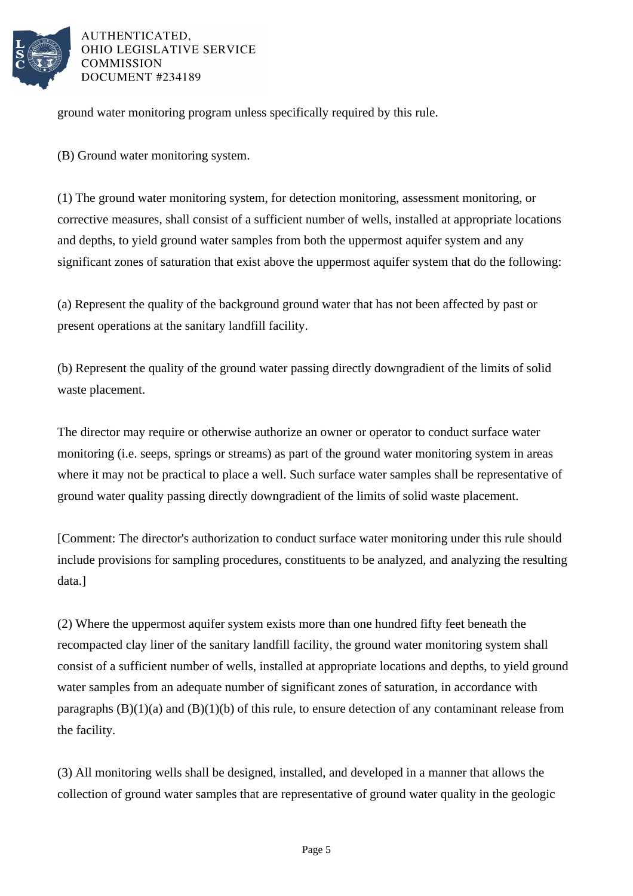ground water monitoring program unless specifically required by this rule.

(B) Ground water monitoring system.

(1) The ground water monitoring system, for detection monitoring, assessment monitoring, or corrective measures, shall consist of a sufficient number of wells, installed at appropriate locations and depths, to yield ground water samples from both the uppermost aquifer system and any significant zones of saturation that exist above the uppermost aquifer system that do the following:

(a) Represent the quality of the background ground water that has not been affected by past or present operations at the sanitary landfill facility.

(b) Represent the quality of the ground water passing directly downgradient of the limits of solid waste placement.

The director may require or otherwise authorize an owner or operator to conduct surface water monitoring (i.e. seeps, springs or streams) as part of the ground water monitoring system in areas where it may not be practical to place a well. Such surface water samples shall be representative of ground water quality passing directly downgradient of the limits of solid waste placement.

[Comment: The director's authorization to conduct surface water monitoring under this rule should include provisions for sampling procedures, constituents to be analyzed, and analyzing the resulting data.]

(2) Where the uppermost aquifer system exists more than one hundred fifty feet beneath the recompacted clay liner of the sanitary landfill facility, the ground water monitoring system shall consist of a sufficient number of wells, installed at appropriate locations and depths, to yield ground water samples from an adequate number of significant zones of saturation, in accordance with paragraphs (B)(1)(a) and (B)(1)(b) of this rule, to ensure detection of any contaminant release from the facility.

(3) All monitoring wells shall be designed, installed, and developed in a manner that allows the collection of ground water samples that are representative of ground water quality in the geologic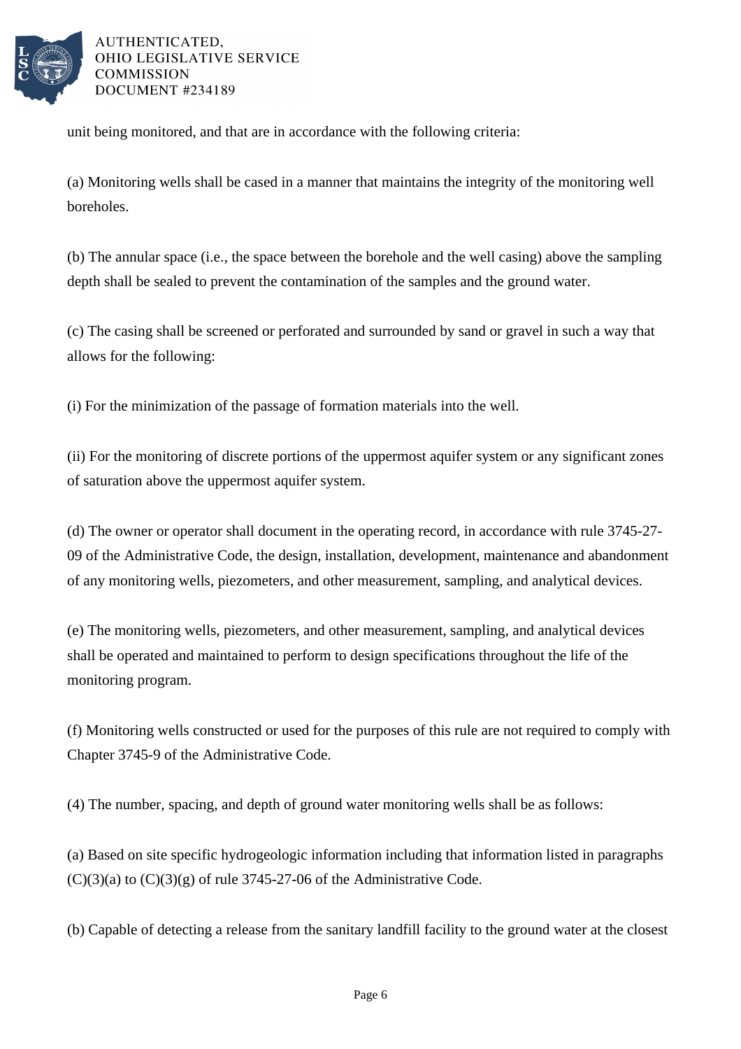unit being monitored, and that are in accordance with the following criteria:

(a) Monitoring wells shall be cased in a manner that maintains the integrity of the monitoring well boreholes.

(b) The annular space (i.e., the space between the borehole and the well casing) above the sampling depth shall be sealed to prevent the contamination of the samples and the ground water.

(c) The casing shall be screened or perforated and surrounded by sand or gravel in such a way that allows for the following:

(i) For the minimization of the passage of formation materials into the well.

(ii) For the monitoring of discrete portions of the uppermost aquifer system or any significant zones of saturation above the uppermost aquifer system.

(d) The owner or operator shall document in the operating record, in accordance with rule 3745-27-09 of the Administrative Code, the design, installation, development, maintenance and abandonment of any monitoring wells, piezometers, and other measurement, sampling, and analytical devices.

(e) The monitoring wells, piezometers, and other measurement, sampling, and analytical devices shall be operated and maintained to perform to design specifications throughout the life of the monitoring program.

(f) Monitoring wells constructed or used for the purposes of this rule are not required to comply with Chapter 3745-9 of the Administrative Code.

(4) The number, spacing, and depth of ground water monitoring wells shall be as follows:

(a) Based on site specific hydrogeologic information including that information listed in paragraphs (C)(3)(a) to (C)(3)(g) of rule 3745-27-06 of the Administrative Code.

(b) Capable of detecting a release from the sanitary landfill facility to the ground water at the closest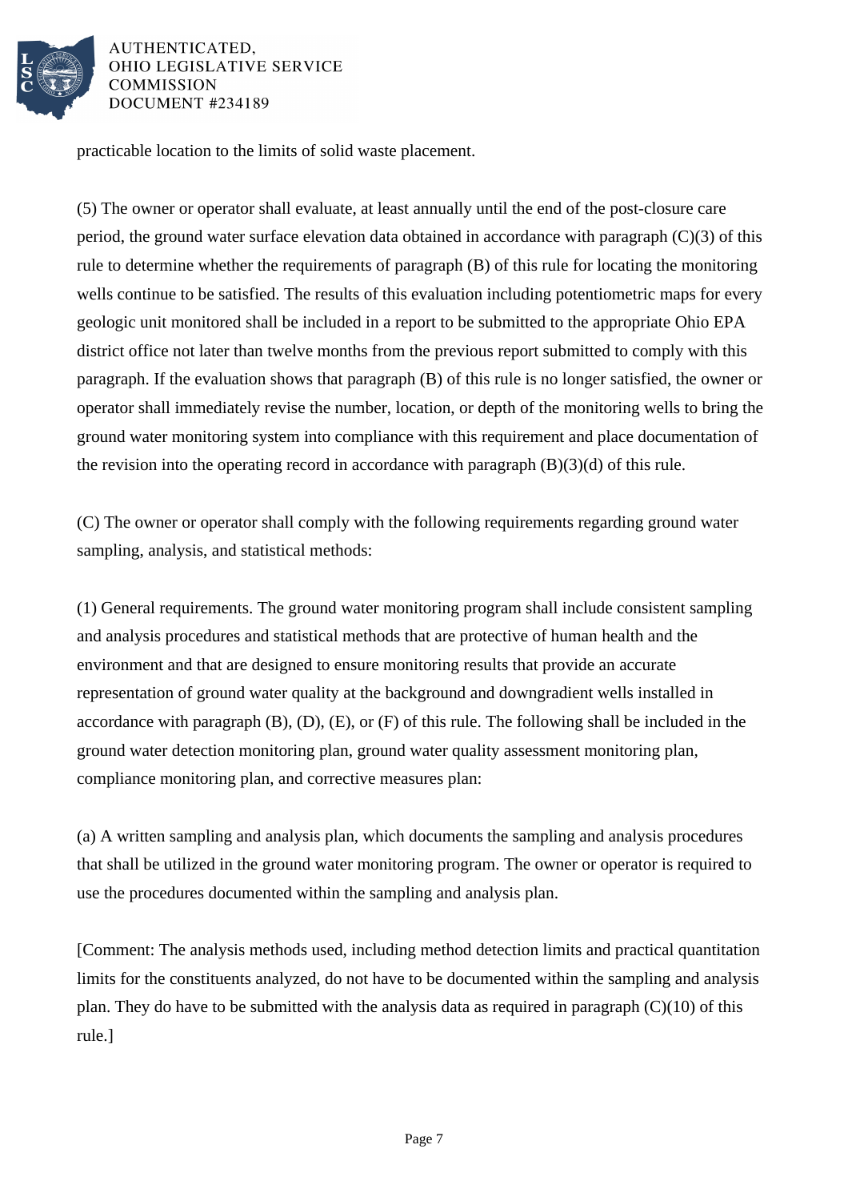practicable location to the limits of solid waste placement.

(5) The owner or operator shall evaluate, at least annually until the end of the post-closure care period, the ground water surface elevation data obtained in accordance with paragraph (C)(3) of this rule to determine whether the requirements of paragraph (B) of this rule for locating the monitoring wells continue to be satisfied. The results of this evaluation including potentiometric maps for every geologic unit monitored shall be included in a report to be submitted to the appropriate Ohio EPA district office not later than twelve months from the previous report submitted to comply with this paragraph. If the evaluation shows that paragraph (B) of this rule is no longer satisfied, the owner or operator shall immediately revise the number, location, or depth of the monitoring wells to bring the ground water monitoring system into compliance with this requirement and place documentation of the revision into the operating record in accordance with paragraph (B)(3)(d) of this rule.

(C) The owner or operator shall comply with the following requirements regarding ground water sampling, analysis, and statistical methods:

(1) General requirements. The ground water monitoring program shall include consistent sampling and analysis procedures and statistical methods that are protective of human health and the environment and that are designed to ensure monitoring results that provide an accurate representation of ground water quality at the background and downgradient wells installed in accordance with paragraph (B), (D), (E), or (F) of this rule. The following shall be included in the ground water detection monitoring plan, ground water quality assessment monitoring plan, compliance monitoring plan, and corrective measures plan:

(a) A written sampling and analysis plan, which documents the sampling and analysis procedures that shall be utilized in the ground water monitoring program. The owner or operator is required to use the procedures documented within the sampling and analysis plan.

[Comment: The analysis methods used, including method detection limits and practical quantitation limits for the constituents analyzed, do not have to be documented within the sampling and analysis plan. They do have to be submitted with the analysis data as required in paragraph (C)(10) of this rule.]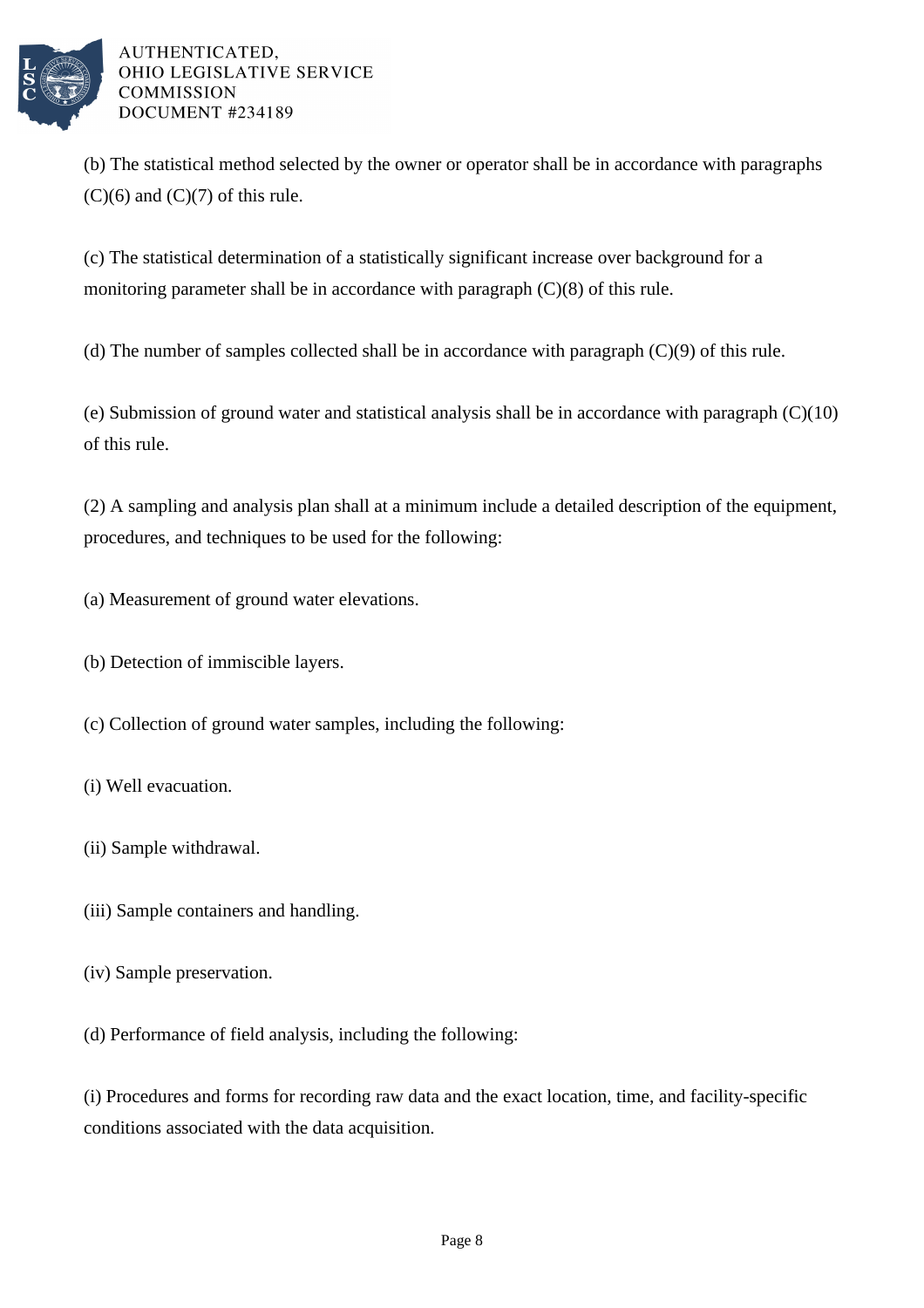(b) The statistical method selected by the owner or operator shall be in accordance with paragraphs (C)(6) and (C)(7) of this rule.

(c) The statistical determination of a statistically significant increase over background for a monitoring parameter shall be in accordance with paragraph (C)(8) of this rule.

(d) The number of samples collected shall be in accordance with paragraph (C)(9) of this rule.

(e) Submission of ground water and statistical analysis shall be in accordance with paragraph (C)(10) of this rule.

(2) A sampling and analysis plan shall at a minimum include a detailed description of the equipment, procedures, and techniques to be used for the following:

(a) Measurement of ground water elevations.

(b) Detection of immiscible layers.

(c) Collection of ground water samples, including the following:

(i) Well evacuation.

(ii) Sample withdrawal.

(iii) Sample containers and handling.

(iv) Sample preservation.

(d) Performance of field analysis, including the following:

(i) Procedures and forms for recording raw data and the exact location, time, and facility-specific conditions associated with the data acquisition.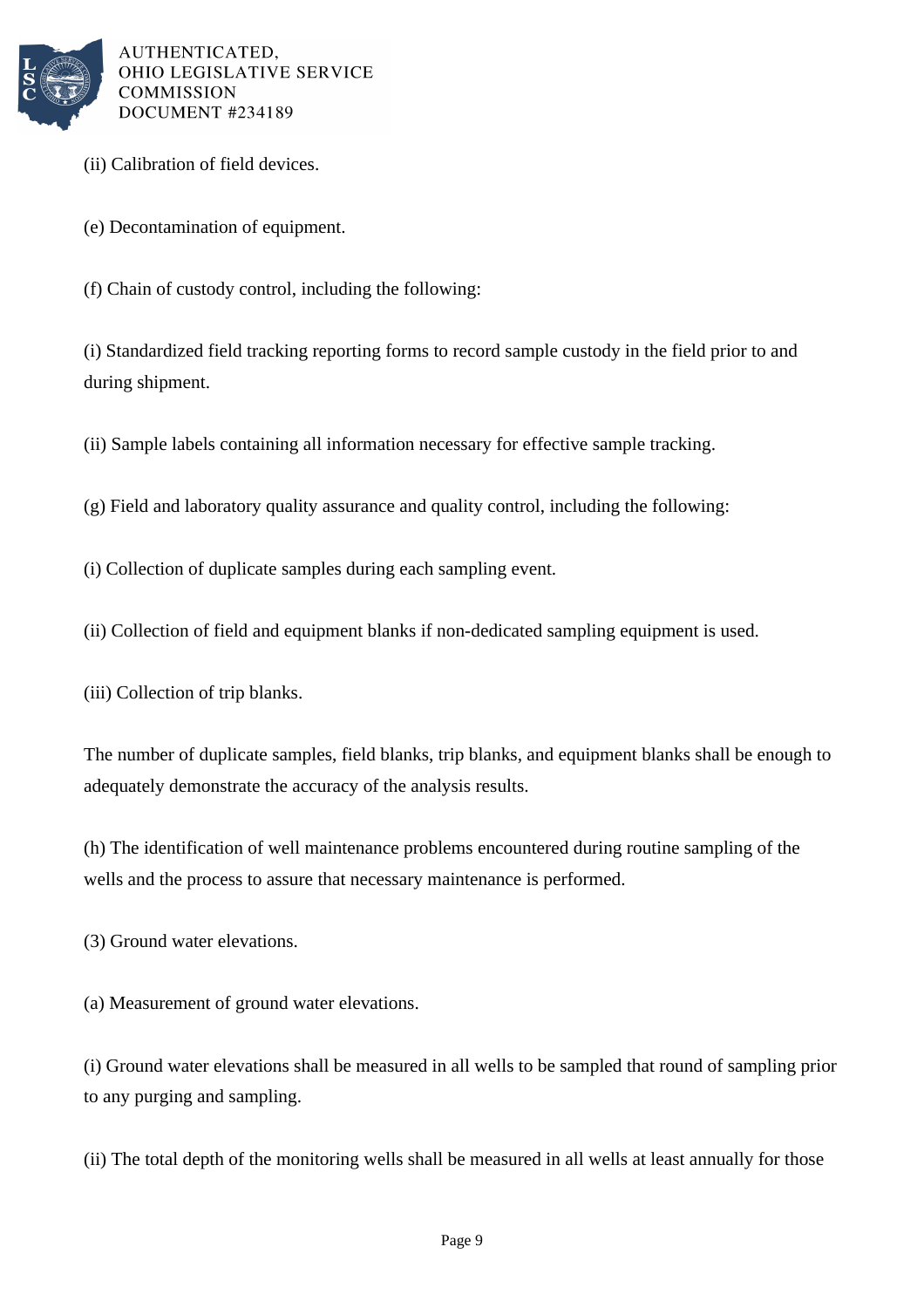(ii) Calibration of field devices.

(e) Decontamination of equipment.

(f) Chain of custody control, including the following:

(i) Standardized field tracking reporting forms to record sample custody in the field prior to and during shipment.

(ii) Sample labels containing all information necessary for effective sample tracking.

(g) Field and laboratory quality assurance and quality control, including the following:

(i) Collection of duplicate samples during each sampling event.

(ii) Collection of field and equipment blanks if non-dedicated sampling equipment is used.

(iii) Collection of trip blanks.

The number of duplicate samples, field blanks, trip blanks, and equipment blanks shall be enough to adequately demonstrate the accuracy of the analysis results.

(h) The identification of well maintenance problems encountered during routine sampling of the wells and the process to assure that necessary maintenance is performed.

(3) Ground water elevations.

(a) Measurement of ground water elevations.

(i) Ground water elevations shall be measured in all wells to be sampled that round of sampling prior to any purging and sampling.

(ii) The total depth of the monitoring wells shall be measured in all wells at least annually for those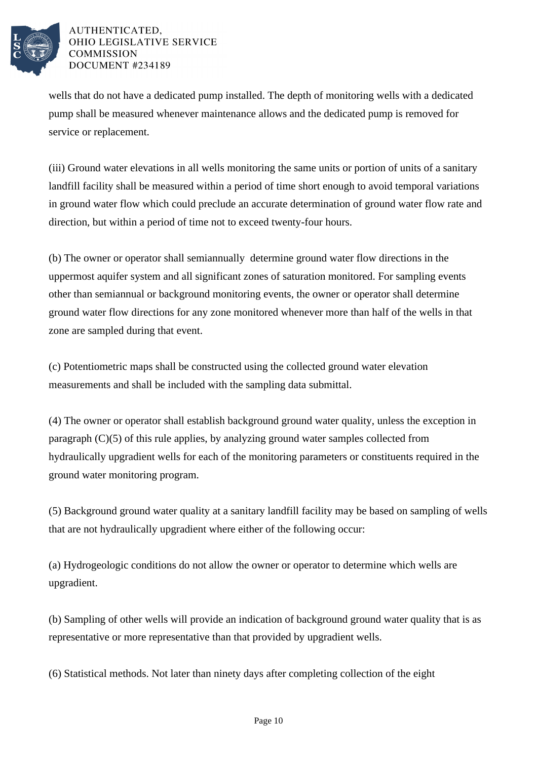wells that do not have a dedicated pump installed. The depth of monitoring wells with a dedicated pump shall be measured whenever maintenance allows and the dedicated pump is removed for service or replacement.

(iii) Ground water elevations in all wells monitoring the same units or portion of units of a sanitary landfill facility shall be measured within a period of time short enough to avoid temporal variations in ground water flow which could preclude an accurate determination of ground water flow rate and direction, but within a period of time not to exceed twenty-four hours.

(b) The owner or operator shall semiannually determine ground water flow directions in the uppermost aquifer system and all significant zones of saturation monitored. For sampling events other than semiannual or background monitoring events, the owner or operator shall determine ground water flow directions for any zone monitored whenever more than half of the wells in that zone are sampled during that event.

(c) Potentiometric maps shall be constructed using the collected ground water elevation measurements and shall be included with the sampling data submittal.

(4) The owner or operator shall establish background ground water quality, unless the exception in paragraph (C)(5) of this rule applies, by analyzing ground water samples collected from hydraulically upgradient wells for each of the monitoring parameters or constituents required in the ground water monitoring program.

(5) Background ground water quality at a sanitary landfill facility may be based on sampling of wells that are not hydraulically upgradient where either of the following occur:

(a) Hydrogeologic conditions do not allow the owner or operator to determine which wells are upgradient.

(b) Sampling of other wells will provide an indication of background ground water quality that is as representative or more representative than that provided by upgradient wells.

(6) Statistical methods. Not later than ninety days after completing collection of the eight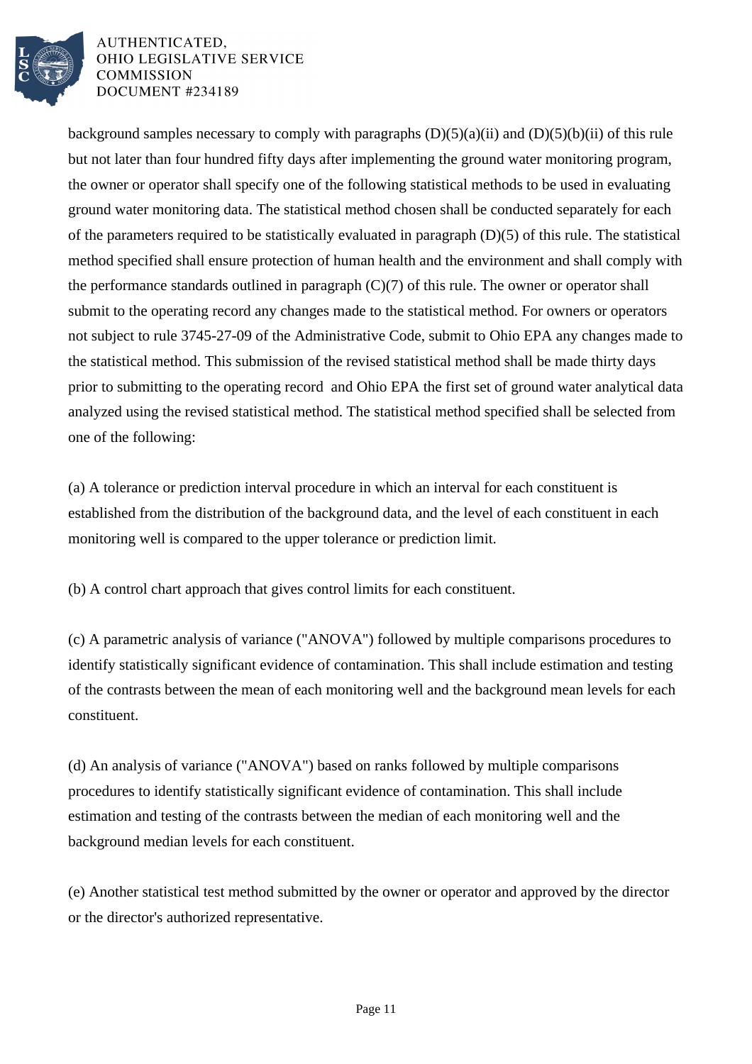background samples necessary to comply with paragraphs (D)(5)(a)(ii) and (D)(5)(b)(ii) of this rule but not later than four hundred fifty days after implementing the ground water monitoring program, the owner or operator shall specify one of the following statistical methods to be used in evaluating ground water monitoring data. The statistical method chosen shall be conducted separately for each of the parameters required to be statistically evaluated in paragraph (D)(5) of this rule. The statistical method specified shall ensure protection of human health and the environment and shall comply with the performance standards outlined in paragraph (C)(7) of this rule. The owner or operator shall submit to the operating record any changes made to the statistical method. For owners or operators not subject to rule 3745-27-09 of the Administrative Code, submit to Ohio EPA any changes made to the statistical method. This submission of the revised statistical method shall be made thirty days prior to submitting to the operating record and Ohio EPA the first set of ground water analytical data analyzed using the revised statistical method. The statistical method specified shall be selected from one of the following:

(a) A tolerance or prediction interval procedure in which an interval for each constituent is established from the distribution of the background data, and the level of each constituent in each monitoring well is compared to the upper tolerance or prediction limit.

(b) A control chart approach that gives control limits for each constituent.

(c) A parametric analysis of variance ("ANOVA") followed by multiple comparisons procedures to identify statistically significant evidence of contamination. This shall include estimation and testing of the contrasts between the mean of each monitoring well and the background mean levels for each constituent.

(d) An analysis of variance ("ANOVA") based on ranks followed by multiple comparisons procedures to identify statistically significant evidence of contamination. This shall include estimation and testing of the contrasts between the median of each monitoring well and the background median levels for each constituent.

(e) Another statistical test method submitted by the owner or operator and approved by the director or the director's authorized representative.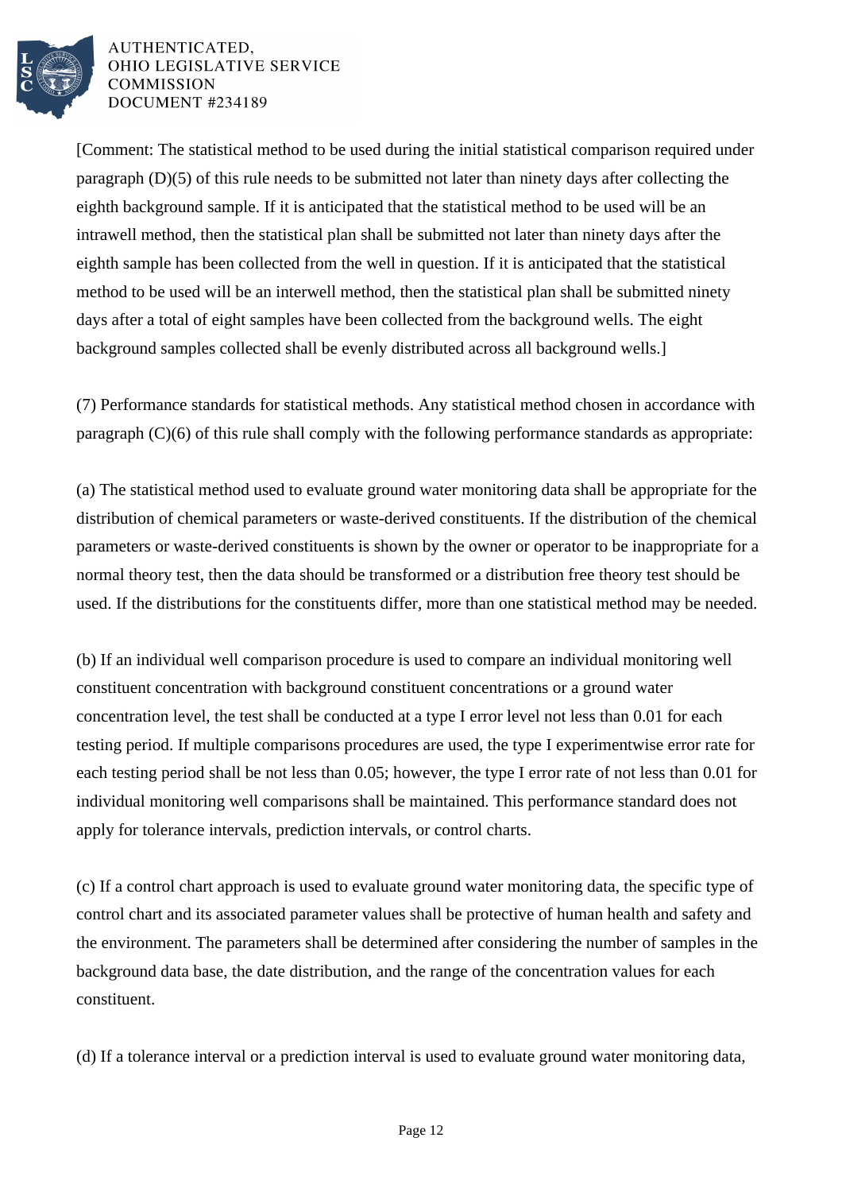[Comment: The statistical method to be used during the initial statistical comparison required under paragraph (D)(5) of this rule needs to be submitted not later than ninety days after collecting the eighth background sample. If it is anticipated that the statistical method to be used will be an intrawell method, then the statistical plan shall be submitted not later than ninety days after the eighth sample has been collected from the well in question. If it is anticipated that the statistical method to be used will be an interwell method, then the statistical plan shall be submitted ninety days after a total of eight samples have been collected from the background wells. The eight background samples collected shall be evenly distributed across all background wells.]

(7) Performance standards for statistical methods. Any statistical method chosen in accordance with paragraph (C)(6) of this rule shall comply with the following performance standards as appropriate:

(a) The statistical method used to evaluate ground water monitoring data shall be appropriate for the distribution of chemical parameters or waste-derived constituents. If the distribution of the chemical parameters or waste-derived constituents is shown by the owner or operator to be inappropriate for a normal theory test, then the data should be transformed or a distribution free theory test should be used. If the distributions for the constituents differ, more than one statistical method may be needed.

(b) If an individual well comparison procedure is used to compare an individual monitoring well constituent concentration with background constituent concentrations or a ground water concentration level, the test shall be conducted at a type I error level not less than 0.01 for each testing period. If multiple comparisons procedures are used, the type I experimentwise error rate for each testing period shall be not less than 0.05; however, the type I error rate of not less than 0.01 for individual monitoring well comparisons shall be maintained. This performance standard does not apply for tolerance intervals, prediction intervals, or control charts.

(c) If a control chart approach is used to evaluate ground water monitoring data, the specific type of control chart and its associated parameter values shall be protective of human health and safety and the environment. The parameters shall be determined after considering the number of samples in the background data base, the date distribution, and the range of the concentration values for each constituent.

(d) If a tolerance interval or a prediction interval is used to evaluate ground water monitoring data,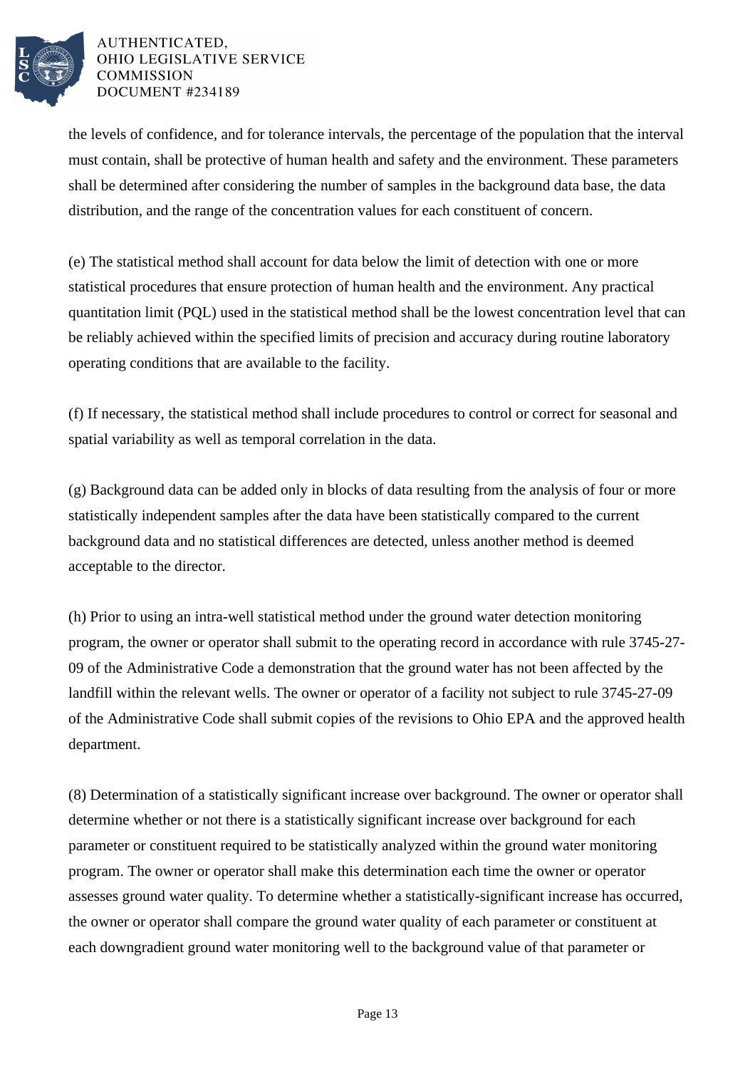the levels of confidence, and for tolerance intervals, the percentage of the population that the interval must contain, shall be protective of human health and safety and the environment. These parameters shall be determined after considering the number of samples in the background data base, the data distribution, and the range of the concentration values for each constituent of concern.

(e) The statistical method shall account for data below the limit of detection with one or more statistical procedures that ensure protection of human health and the environment. Any practical quantitation limit (PQL) used in the statistical method shall be the lowest concentration level that can be reliably achieved within the specified limits of precision and accuracy during routine laboratory operating conditions that are available to the facility.

(f) If necessary, the statistical method shall include procedures to control or correct for seasonal and spatial variability as well as temporal correlation in the data.

(g) Background data can be added only in blocks of data resulting from the analysis of four or more statistically independent samples after the data have been statistically compared to the current background data and no statistical differences are detected, unless another method is deemed acceptable to the director.

(h) Prior to using an intra-well statistical method under the ground water detection monitoring program, the owner or operator shall submit to the operating record in accordance with rule 3745-27-09 of the Administrative Code a demonstration that the ground water has not been affected by the landfill within the relevant wells. The owner or operator of a facility not subject to rule 3745-27-09 of the Administrative Code shall submit copies of the revisions to Ohio EPA and the approved health department.

(8) Determination of a statistically significant increase over background. The owner or operator shall determine whether or not there is a statistically significant increase over background for each parameter or constituent required to be statistically analyzed within the ground water monitoring program. The owner or operator shall make this determination each time the owner or operator assesses ground water quality. To determine whether a statistically-significant increase has occurred, the owner or operator shall compare the ground water quality of each parameter or constituent at each downgradient ground water monitoring well to the background value of that parameter or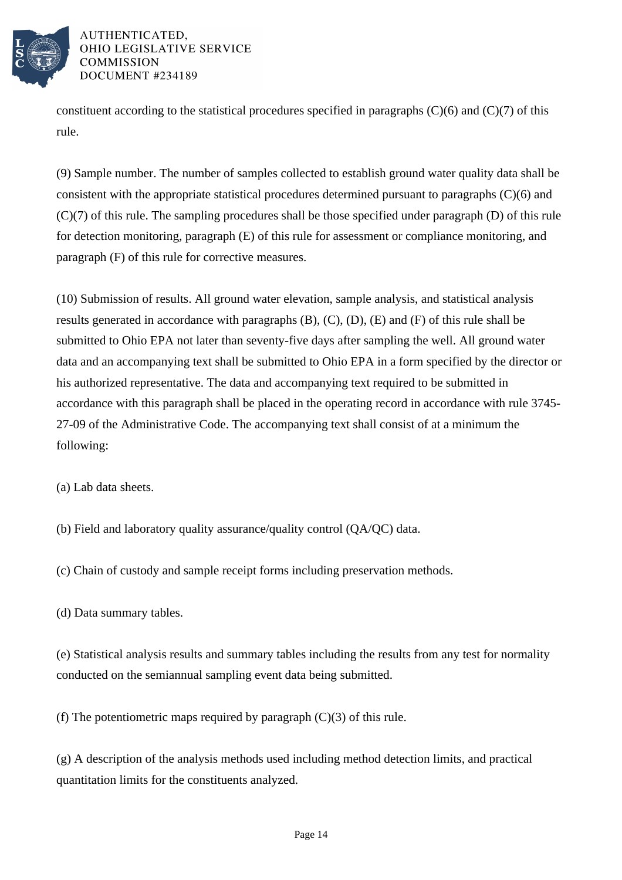constituent according to the statistical procedures specified in paragraphs (C)(6) and (C)(7) of this rule.

(9) Sample number. The number of samples collected to establish ground water quality data shall be consistent with the appropriate statistical procedures determined pursuant to paragraphs (C)(6) and (C)(7) of this rule. The sampling procedures shall be those specified under paragraph (D) of this rule for detection monitoring, paragraph (E) of this rule for assessment or compliance monitoring, and paragraph (F) of this rule for corrective measures.

(10) Submission of results. All ground water elevation, sample analysis, and statistical analysis results generated in accordance with paragraphs (B), (C), (D), (E) and (F) of this rule shall be submitted to Ohio EPA not later than seventy-five days after sampling the well. All ground water data and an accompanying text shall be submitted to Ohio EPA in a form specified by the director or his authorized representative. The data and accompanying text required to be submitted in accordance with this paragraph shall be placed in the operating record in accordance with rule 3745-27-09 of the Administrative Code. The accompanying text shall consist of at a minimum the following:

(a) Lab data sheets.

(b) Field and laboratory quality assurance/quality control (QA/QC) data.

(c) Chain of custody and sample receipt forms including preservation methods.

(d) Data summary tables.

(e) Statistical analysis results and summary tables including the results from any test for normality conducted on the semiannual sampling event data being submitted.

(f) The potentiometric maps required by paragraph (C)(3) of this rule.

(g) A description of the analysis methods used including method detection limits, and practical quantitation limits for the constituents analyzed.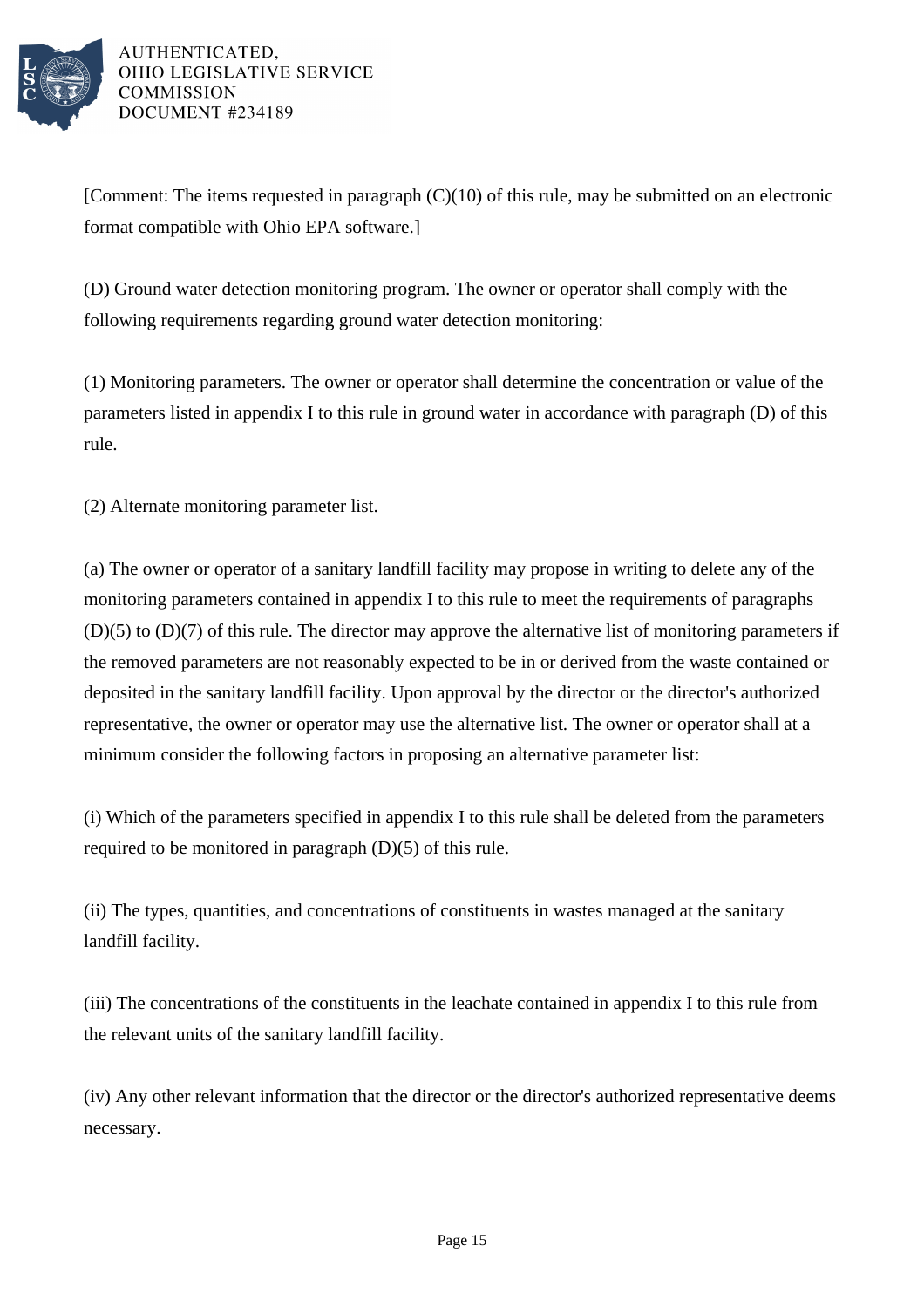[Comment: The items requested in paragraph (C)(10) of this rule, may be submitted on an electronic format compatible with Ohio EPA software.]

(D) Ground water detection monitoring program. The owner or operator shall comply with the following requirements regarding ground water detection monitoring:

(1) Monitoring parameters. The owner or operator shall determine the concentration or value of the parameters listed in appendix I to this rule in ground water in accordance with paragraph (D) of this rule.

(2) Alternate monitoring parameter list.

(a) The owner or operator of a sanitary landfill facility may propose in writing to delete any of the monitoring parameters contained in appendix I to this rule to meet the requirements of paragraphs (D)(5) to (D)(7) of this rule. The director may approve the alternative list of monitoring parameters if the removed parameters are not reasonably expected to be in or derived from the waste contained or deposited in the sanitary landfill facility. Upon approval by the director or the director's authorized representative, the owner or operator may use the alternative list. The owner or operator shall at a minimum consider the following factors in proposing an alternative parameter list:

(i) Which of the parameters specified in appendix I to this rule shall be deleted from the parameters required to be monitored in paragraph (D)(5) of this rule.

(ii) The types, quantities, and concentrations of constituents in wastes managed at the sanitary landfill facility.

(iii) The concentrations of the constituents in the leachate contained in appendix I to this rule from the relevant units of the sanitary landfill facility.

(iv) Any other relevant information that the director or the director's authorized representative deems necessary.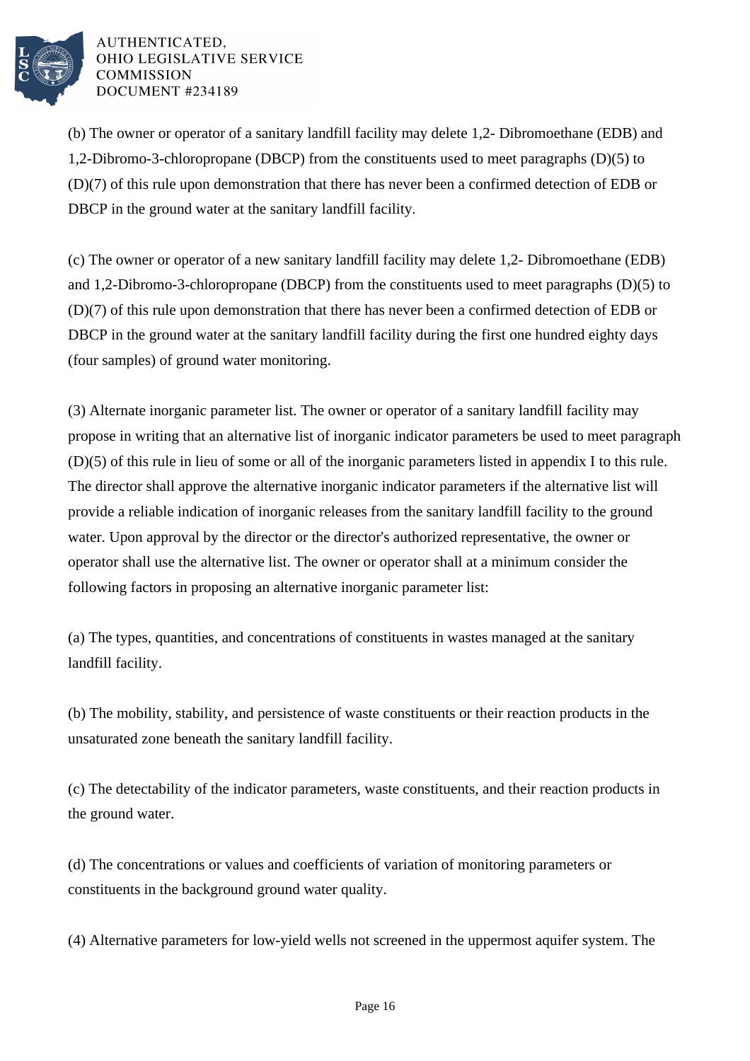(b) The owner or operator of a sanitary landfill facility may delete 1,2- Dibromoethane (EDB) and 1,2-Dibromo-3-chloropropane (DBCP) from the constituents used to meet paragraphs (D)(5) to (D)(7) of this rule upon demonstration that there has never been a confirmed detection of EDB or DBCP in the ground water at the sanitary landfill facility.

(c) The owner or operator of a new sanitary landfill facility may delete 1,2- Dibromoethane (EDB) and 1,2-Dibromo-3-chloropropane (DBCP) from the constituents used to meet paragraphs (D)(5) to (D)(7) of this rule upon demonstration that there has never been a confirmed detection of EDB or DBCP in the ground water at the sanitary landfill facility during the first one hundred eighty days (four samples) of ground water monitoring.

(3) Alternate inorganic parameter list. The owner or operator of a sanitary landfill facility may propose in writing that an alternative list of inorganic indicator parameters be used to meet paragraph (D)(5) of this rule in lieu of some or all of the inorganic parameters listed in appendix I to this rule. The director shall approve the alternative inorganic indicator parameters if the alternative list will provide a reliable indication of inorganic releases from the sanitary landfill facility to the ground water. Upon approval by the director or the director's authorized representative, the owner or operator shall use the alternative list. The owner or operator shall at a minimum consider the following factors in proposing an alternative inorganic parameter list:

(a) The types, quantities, and concentrations of constituents in wastes managed at the sanitary landfill facility.

(b) The mobility, stability, and persistence of waste constituents or their reaction products in the unsaturated zone beneath the sanitary landfill facility.

(c) The detectability of the indicator parameters, waste constituents, and their reaction products in the ground water.

(d) The concentrations or values and coefficients of variation of monitoring parameters or constituents in the background ground water quality.

(4) Alternative parameters for low-yield wells not screened in the uppermost aquifer system. The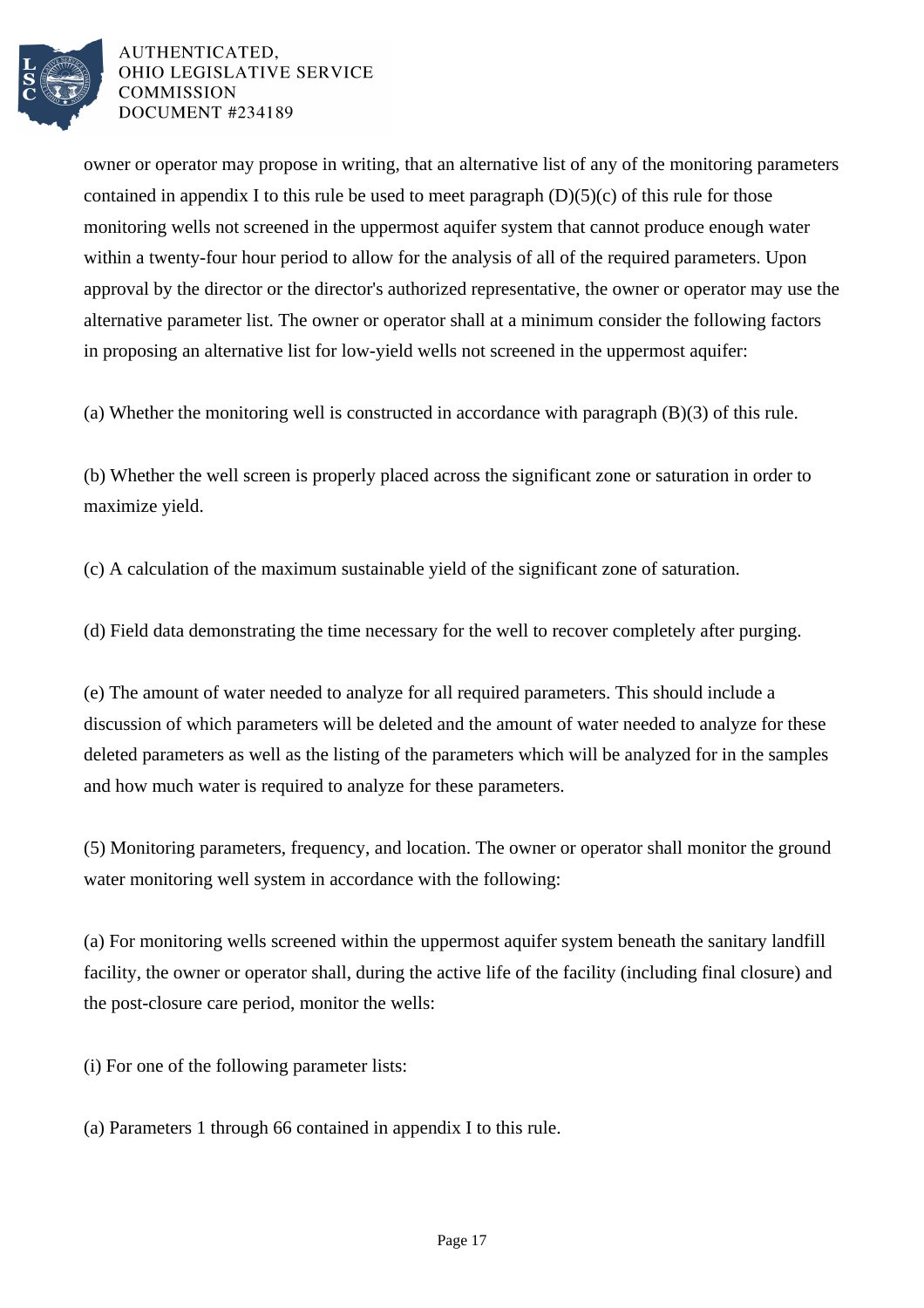owner or operator may propose in writing, that an alternative list of any of the monitoring parameters contained in appendix I to this rule be used to meet paragraph (D)(5)(c) of this rule for those monitoring wells not screened in the uppermost aquifer system that cannot produce enough water within a twenty-four hour period to allow for the analysis of all of the required parameters. Upon approval by the director or the director's authorized representative, the owner or operator may use the alternative parameter list. The owner or operator shall at a minimum consider the following factors in proposing an alternative list for low-yield wells not screened in the uppermost aquifer:

(a) Whether the monitoring well is constructed in accordance with paragraph (B)(3) of this rule.

(b) Whether the well screen is properly placed across the significant zone or saturation in order to maximize yield.

(c) A calculation of the maximum sustainable yield of the significant zone of saturation.

(d) Field data demonstrating the time necessary for the well to recover completely after purging.

(e) The amount of water needed to analyze for all required parameters. This should include a discussion of which parameters will be deleted and the amount of water needed to analyze for these deleted parameters as well as the listing of the parameters which will be analyzed for in the samples and how much water is required to analyze for these parameters.

(5) Monitoring parameters, frequency, and location. The owner or operator shall monitor the ground water monitoring well system in accordance with the following:

(a) For monitoring wells screened within the uppermost aquifer system beneath the sanitary landfill facility, the owner or operator shall, during the active life of the facility (including final closure) and the post-closure care period, monitor the wells:

(i) For one of the following parameter lists:

(a) Parameters 1 through 66 contained in appendix I to this rule.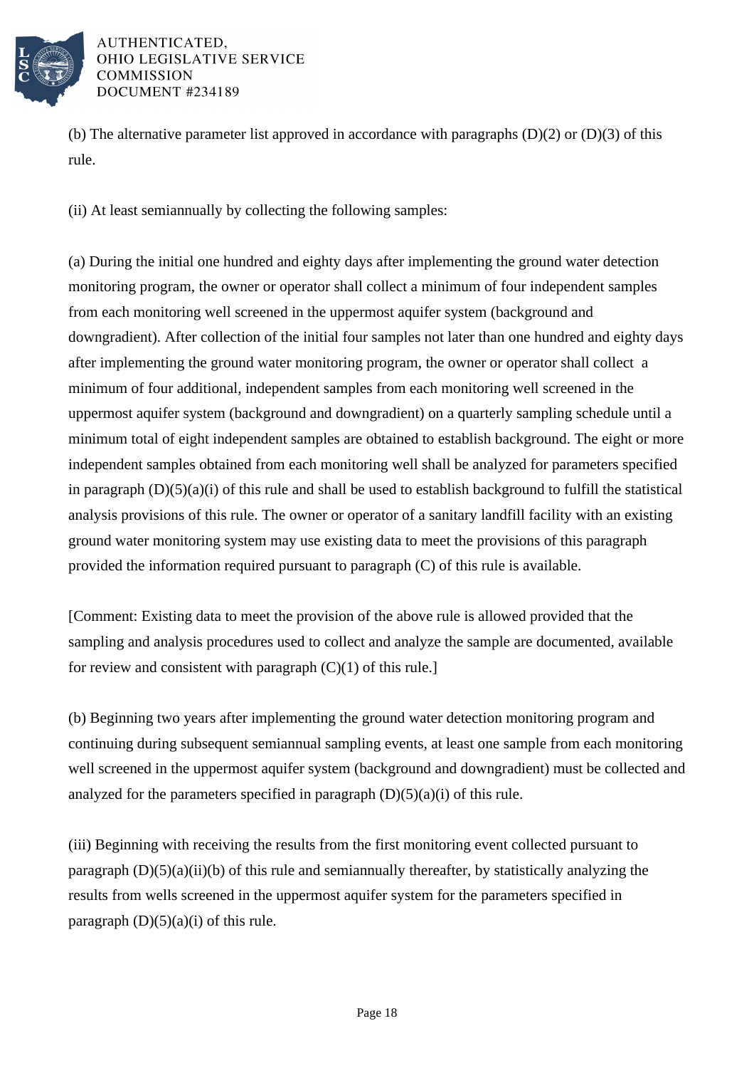(b) The alternative parameter list approved in accordance with paragraphs (D)(2) or (D)(3) of this rule.

(ii) At least semiannually by collecting the following samples:

(a) During the initial one hundred and eighty days after implementing the ground water detection monitoring program, the owner or operator shall collect a minimum of four independent samples from each monitoring well screened in the uppermost aquifer system (background and downgradient). After collection of the initial four samples not later than one hundred and eighty days after implementing the ground water monitoring program, the owner or operator shall collect a minimum of four additional, independent samples from each monitoring well screened in the uppermost aquifer system (background and downgradient) on a quarterly sampling schedule until a minimum total of eight independent samples are obtained to establish background. The eight or more independent samples obtained from each monitoring well shall be analyzed for parameters specified in paragraph (D)(5)(a)(i) of this rule and shall be used to establish background to fulfill the statistical analysis provisions of this rule. The owner or operator of a sanitary landfill facility with an existing ground water monitoring system may use existing data to meet the provisions of this paragraph provided the information required pursuant to paragraph (C) of this rule is available.

[Comment: Existing data to meet the provision of the above rule is allowed provided that the sampling and analysis procedures used to collect and analyze the sample are documented, available for review and consistent with paragraph (C)(1) of this rule.]

(b) Beginning two years after implementing the ground water detection monitoring program and continuing during subsequent semiannual sampling events, at least one sample from each monitoring well screened in the uppermost aquifer system (background and downgradient) must be collected and analyzed for the parameters specified in paragraph (D)(5)(a)(i) of this rule.

(iii) Beginning with receiving the results from the first monitoring event collected pursuant to paragraph (D)(5)(a)(ii)(b) of this rule and semiannually thereafter, by statistically analyzing the results from wells screened in the uppermost aquifer system for the parameters specified in paragraph (D)(5)(a)(i) of this rule.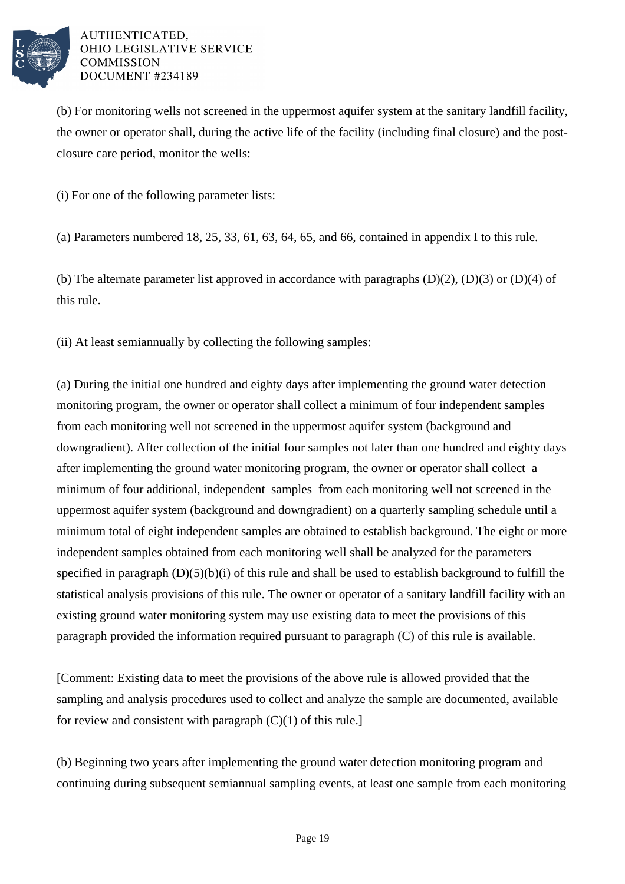(b) For monitoring wells not screened in the uppermost aquifer system at the sanitary landfill facility, the owner or operator shall, during the active life of the facility (including final closure) and the post-closure care period, monitor the wells:

(i) For one of the following parameter lists:

(a) Parameters numbered 18, 25, 33, 61, 63, 64, 65, and 66, contained in appendix I to this rule.

(b) The alternate parameter list approved in accordance with paragraphs (D)(2), (D)(3) or (D)(4) of this rule.

(ii) At least semiannually by collecting the following samples:

(a) During the initial one hundred and eighty days after implementing the ground water detection monitoring program, the owner or operator shall collect a minimum of four independent samples from each monitoring well not screened in the uppermost aquifer system (background and downgradient). After collection of the initial four samples not later than one hundred and eighty days after implementing the ground water monitoring program, the owner or operator shall collect a minimum of four additional, independent samples from each monitoring well not screened in the uppermost aquifer system (background and downgradient) on a quarterly sampling schedule until a minimum total of eight independent samples are obtained to establish background. The eight or more independent samples obtained from each monitoring well shall be analyzed for the parameters specified in paragraph (D)(5)(b)(i) of this rule and shall be used to establish background to fulfill the statistical analysis provisions of this rule. The owner or operator of a sanitary landfill facility with an existing ground water monitoring system may use existing data to meet the provisions of this paragraph provided the information required pursuant to paragraph (C) of this rule is available.

[Comment: Existing data to meet the provisions of the above rule is allowed provided that the sampling and analysis procedures used to collect and analyze the sample are documented, available for review and consistent with paragraph (C)(1) of this rule.]

(b) Beginning two years after implementing the ground water detection monitoring program and continuing during subsequent semiannual sampling events, at least one sample from each monitoring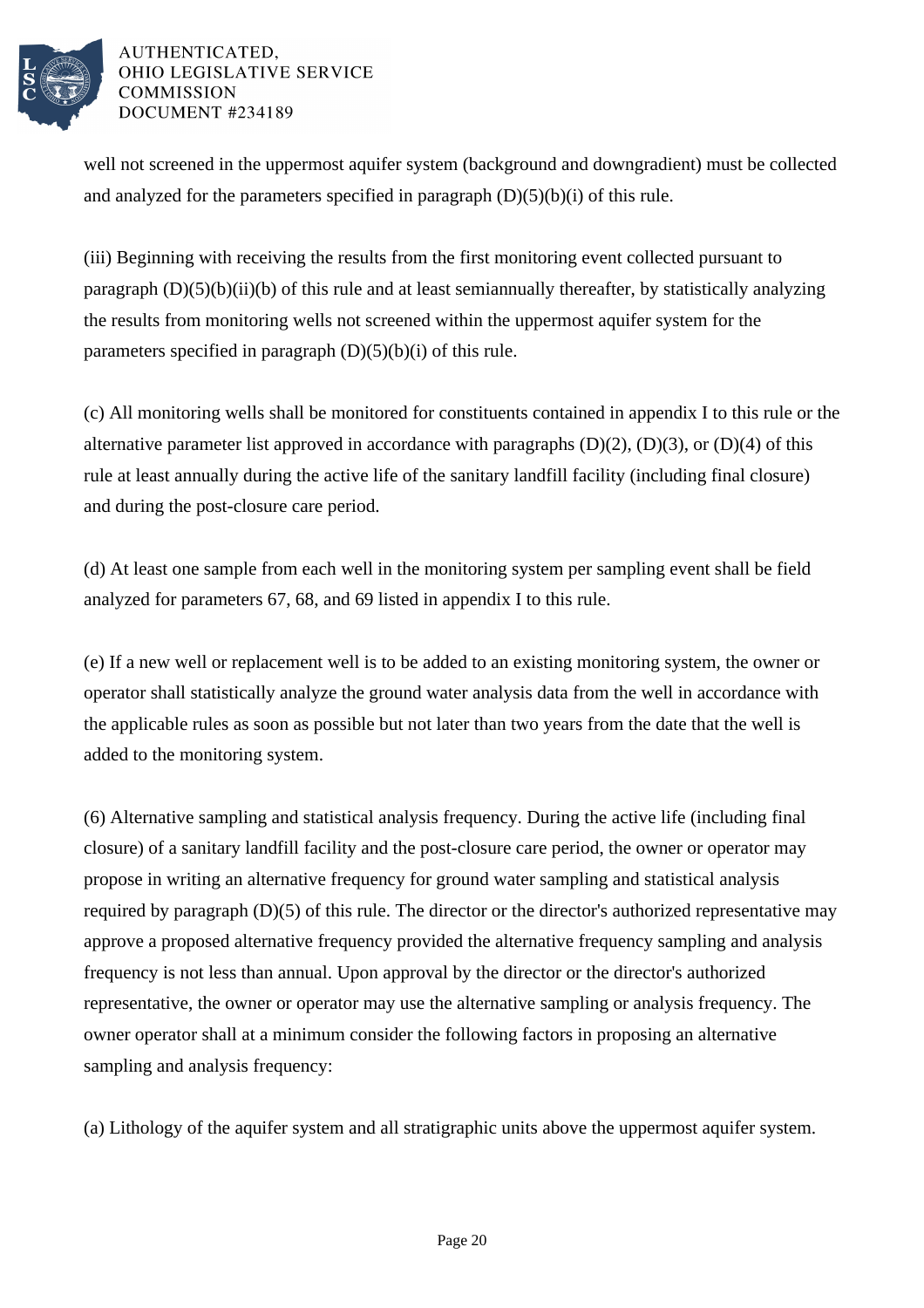well not screened in the uppermost aquifer system (background and downgradient) must be collected and analyzed for the parameters specified in paragraph (D)(5)(b)(i) of this rule.

(iii) Beginning with receiving the results from the first monitoring event collected pursuant to paragraph (D)(5)(b)(ii)(b) of this rule and at least semiannually thereafter, by statistically analyzing the results from monitoring wells not screened within the uppermost aquifer system for the parameters specified in paragraph (D)(5)(b)(i) of this rule.

(c) All monitoring wells shall be monitored for constituents contained in appendix I to this rule or the alternative parameter list approved in accordance with paragraphs (D)(2), (D)(3), or (D)(4) of this rule at least annually during the active life of the sanitary landfill facility (including final closure) and during the post-closure care period.

(d) At least one sample from each well in the monitoring system per sampling event shall be field analyzed for parameters 67, 68, and 69 listed in appendix I to this rule.

(e) If a new well or replacement well is to be added to an existing monitoring system, the owner or operator shall statistically analyze the ground water analysis data from the well in accordance with the applicable rules as soon as possible but not later than two years from the date that the well is added to the monitoring system.

(6) Alternative sampling and statistical analysis frequency. During the active life (including final closure) of a sanitary landfill facility and the post-closure care period, the owner or operator may propose in writing an alternative frequency for ground water sampling and statistical analysis required by paragraph (D)(5) of this rule. The director or the director's authorized representative may approve a proposed alternative frequency provided the alternative frequency sampling and analysis frequency is not less than annual. Upon approval by the director or the director's authorized representative, the owner or operator may use the alternative sampling or analysis frequency. The owner operator shall at a minimum consider the following factors in proposing an alternative sampling and analysis frequency:

(a) Lithology of the aquifer system and all stratigraphic units above the uppermost aquifer system.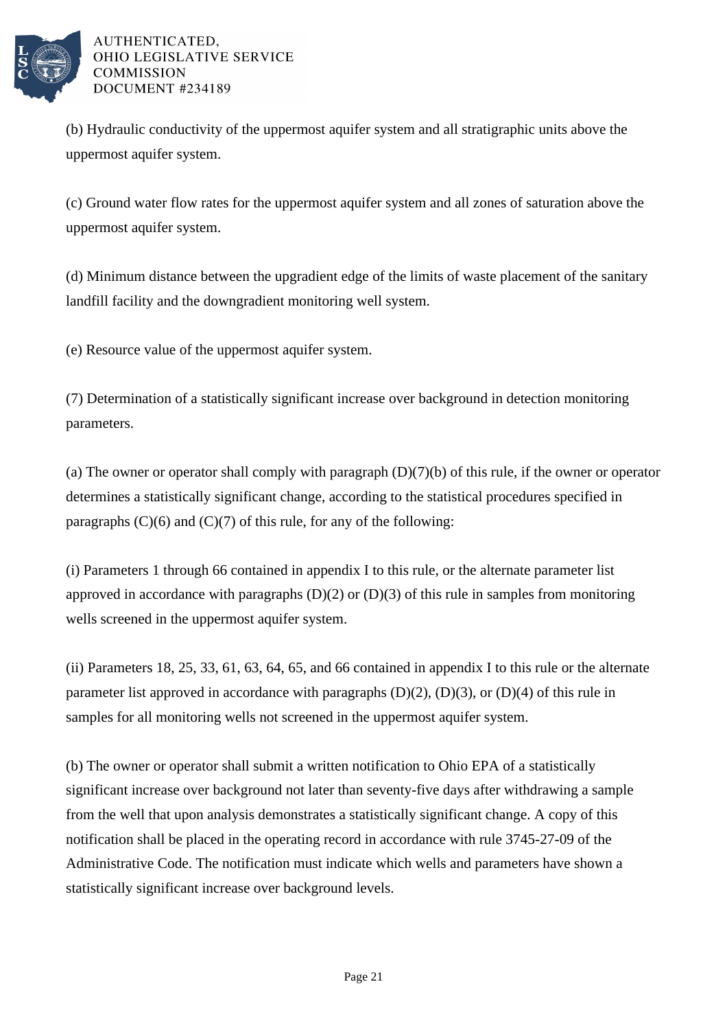(b) Hydraulic conductivity of the uppermost aquifer system and all stratigraphic units above the uppermost aquifer system.

(c) Ground water flow rates for the uppermost aquifer system and all zones of saturation above the uppermost aquifer system.

(d) Minimum distance between the upgradient edge of the limits of waste placement of the sanitary landfill facility and the downgradient monitoring well system.

(e) Resource value of the uppermost aquifer system.

(7) Determination of a statistically significant increase over background in detection monitoring parameters.

(a) The owner or operator shall comply with paragraph (D)(7)(b) of this rule, if the owner or operator determines a statistically significant change, according to the statistical procedures specified in paragraphs (C)(6) and (C)(7) of this rule, for any of the following:

(i) Parameters 1 through 66 contained in appendix I to this rule, or the alternate parameter list approved in accordance with paragraphs (D)(2) or (D)(3) of this rule in samples from monitoring wells screened in the uppermost aquifer system.

(ii) Parameters 18, 25, 33, 61, 63, 64, 65, and 66 contained in appendix I to this rule or the alternate parameter list approved in accordance with paragraphs (D)(2), (D)(3), or (D)(4) of this rule in samples for all monitoring wells not screened in the uppermost aquifer system.

(b) The owner or operator shall submit a written notification to Ohio EPA of a statistically significant increase over background not later than seventy-five days after withdrawing a sample from the well that upon analysis demonstrates a statistically significant change. A copy of this notification shall be placed in the operating record in accordance with rule 3745-27-09 of the Administrative Code. The notification must indicate which wells and parameters have shown a statistically significant increase over background levels.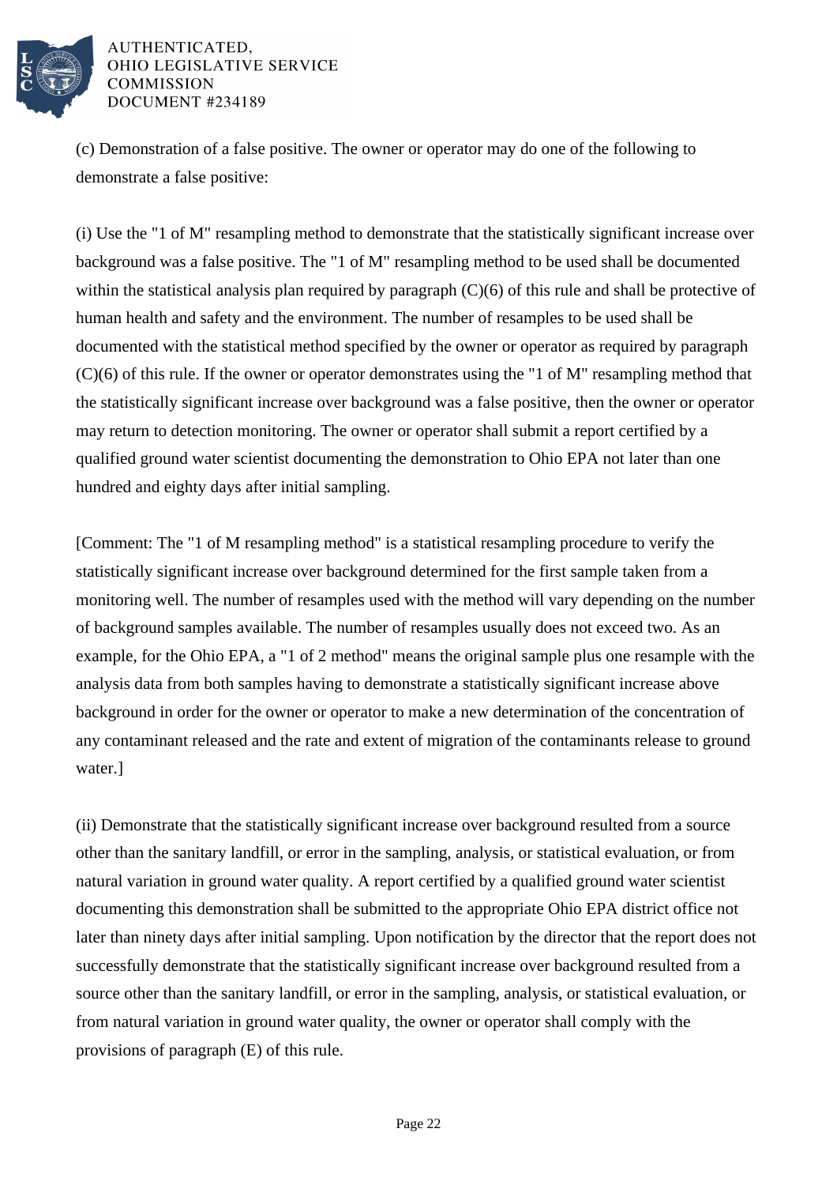(c) Demonstration of a false positive. The owner or operator may do one of the following to demonstrate a false positive:

(i) Use the "1 of M" resampling method to demonstrate that the statistically significant increase over background was a false positive. The "1 of M" resampling method to be used shall be documented within the statistical analysis plan required by paragraph (C)(6) of this rule and shall be protective of human health and safety and the environment. The number of resamples to be used shall be documented with the statistical method specified by the owner or operator as required by paragraph (C)(6) of this rule. If the owner or operator demonstrates using the "1 of M" resampling method that the statistically significant increase over background was a false positive, then the owner or operator may return to detection monitoring. The owner or operator shall submit a report certified by a qualified ground water scientist documenting the demonstration to Ohio EPA not later than one hundred and eighty days after initial sampling.

[Comment: The "1 of M resampling method" is a statistical resampling procedure to verify the statistically significant increase over background determined for the first sample taken from a monitoring well. The number of resamples used with the method will vary depending on the number of background samples available. The number of resamples usually does not exceed two. As an example, for the Ohio EPA, a "1 of 2 method" means the original sample plus one resample with the analysis data from both samples having to demonstrate a statistically significant increase above background in order for the owner or operator to make a new determination of the concentration of any contaminant released and the rate and extent of migration of the contaminants release to ground water.]

(ii) Demonstrate that the statistically significant increase over background resulted from a source other than the sanitary landfill, or error in the sampling, analysis, or statistical evaluation, or from natural variation in ground water quality. A report certified by a qualified ground water scientist documenting this demonstration shall be submitted to the appropriate Ohio EPA district office not later than ninety days after initial sampling. Upon notification by the director that the report does not successfully demonstrate that the statistically significant increase over background resulted from a source other than the sanitary landfill, or error in the sampling, analysis, or statistical evaluation, or from natural variation in ground water quality, the owner or operator shall comply with the provisions of paragraph (E) of this rule.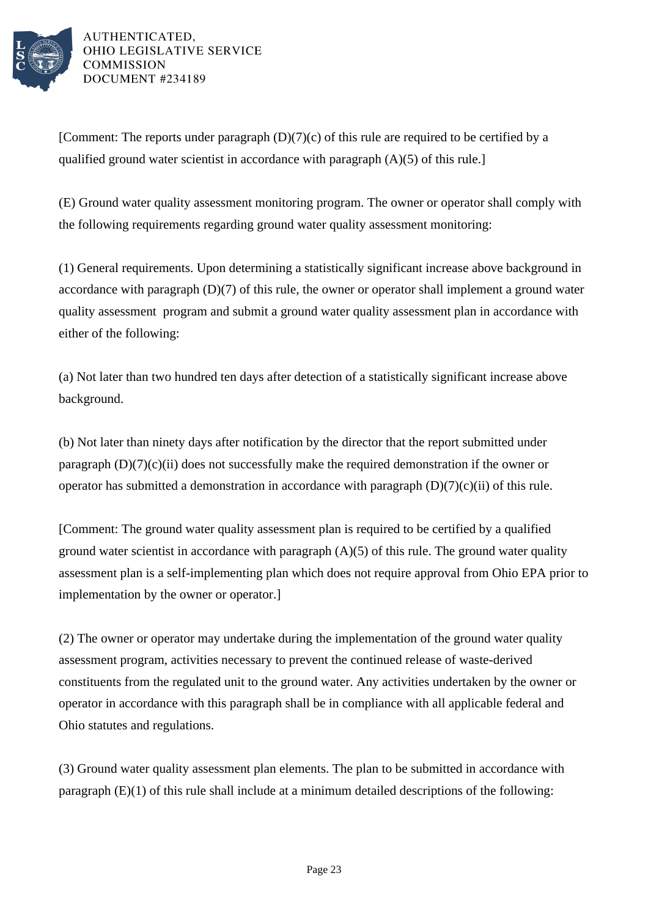[Comment: The reports under paragraph (D)(7)(c) of this rule are required to be certified by a qualified ground water scientist in accordance with paragraph (A)(5) of this rule.]

(E) Ground water quality assessment monitoring program. The owner or operator shall comply with the following requirements regarding ground water quality assessment monitoring:

(1) General requirements. Upon determining a statistically significant increase above background in accordance with paragraph (D)(7) of this rule, the owner or operator shall implement a ground water quality assessment program and submit a ground water quality assessment plan in accordance with either of the following:

(a) Not later than two hundred ten days after detection of a statistically significant increase above background.

(b) Not later than ninety days after notification by the director that the report submitted under paragraph (D)(7)(c)(ii) does not successfully make the required demonstration if the owner or operator has submitted a demonstration in accordance with paragraph (D)(7)(c)(ii) of this rule.

[Comment: The ground water quality assessment plan is required to be certified by a qualified ground water scientist in accordance with paragraph (A)(5) of this rule. The ground water quality assessment plan is a self-implementing plan which does not require approval from Ohio EPA prior to implementation by the owner or operator.]

(2) The owner or operator may undertake during the implementation of the ground water quality assessment program, activities necessary to prevent the continued release of waste-derived constituents from the regulated unit to the ground water. Any activities undertaken by the owner or operator in accordance with this paragraph shall be in compliance with all applicable federal and Ohio statutes and regulations.

(3) Ground water quality assessment plan elements. The plan to be submitted in accordance with paragraph (E)(1) of this rule shall include at a minimum detailed descriptions of the following: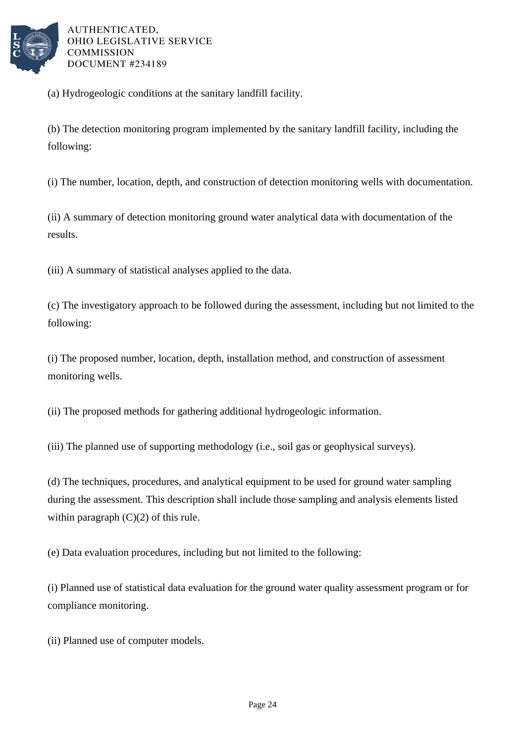(a) Hydrogeologic conditions at the sanitary landfill facility.

(b) The detection monitoring program implemented by the sanitary landfill facility, including the following:

(i) The number, location, depth, and construction of detection monitoring wells with documentation.

(ii) A summary of detection monitoring ground water analytical data with documentation of the results.

(iii) A summary of statistical analyses applied to the data.

(c) The investigatory approach to be followed during the assessment, including but not limited to the following:

(i) The proposed number, location, depth, installation method, and construction of assessment monitoring wells.

(ii) The proposed methods for gathering additional hydrogeologic information.

(iii) The planned use of supporting methodology (i.e., soil gas or geophysical surveys).

(d) The techniques, procedures, and analytical equipment to be used for ground water sampling during the assessment. This description shall include those sampling and analysis elements listed within paragraph (C)(2) of this rule.

(e) Data evaluation procedures, including but not limited to the following:

(i) Planned use of statistical data evaluation for the ground water quality assessment program or for compliance monitoring.

(ii) Planned use of computer models.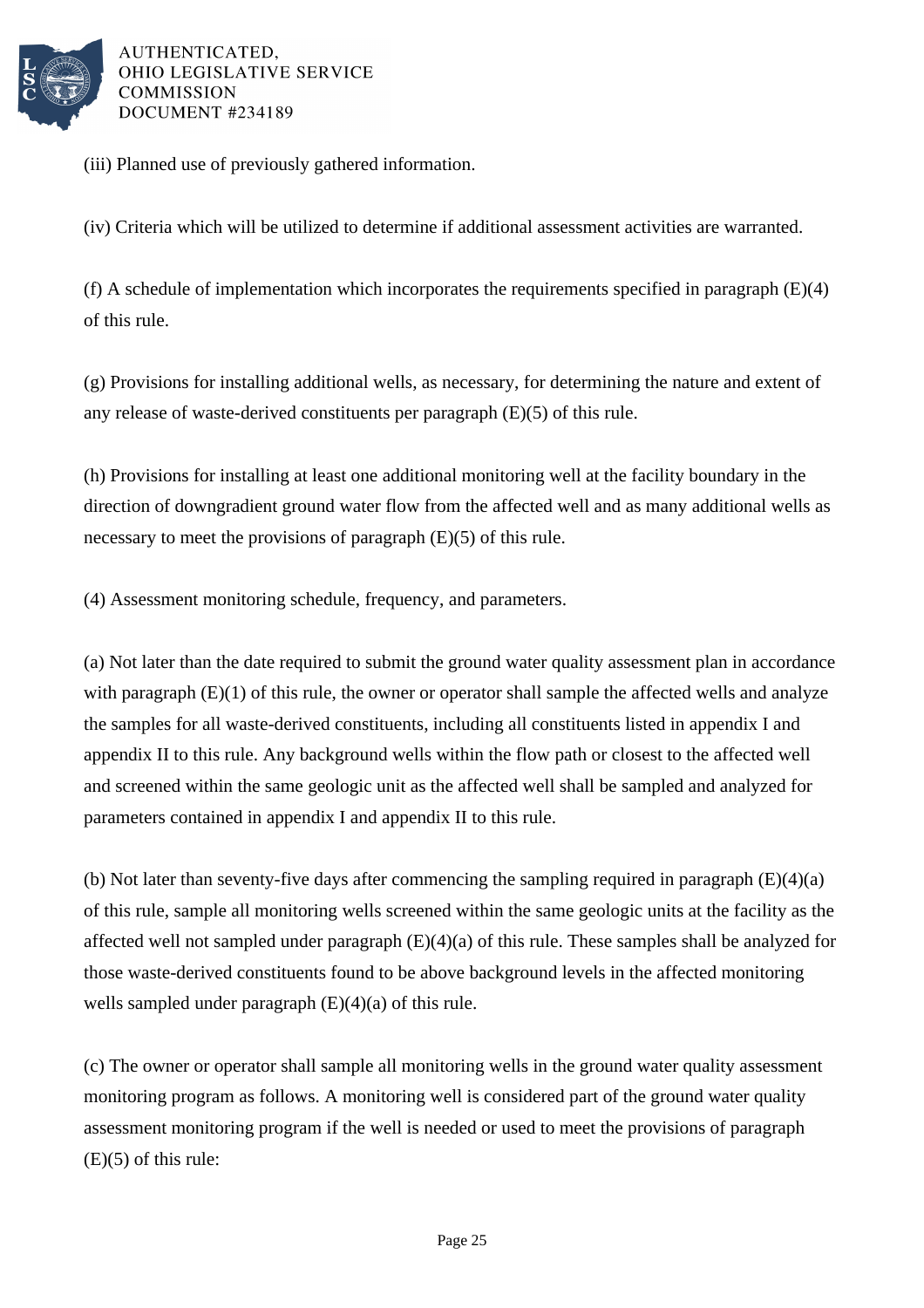(iii) Planned use of previously gathered information.

(iv) Criteria which will be utilized to determine if additional assessment activities are warranted.

(f) A schedule of implementation which incorporates the requirements specified in paragraph (E)(4) of this rule.

(g) Provisions for installing additional wells, as necessary, for determining the nature and extent of any release of waste-derived constituents per paragraph (E)(5) of this rule.

(h) Provisions for installing at least one additional monitoring well at the facility boundary in the direction of downgradient ground water flow from the affected well and as many additional wells as necessary to meet the provisions of paragraph (E)(5) of this rule.

(4) Assessment monitoring schedule, frequency, and parameters.

(a) Not later than the date required to submit the ground water quality assessment plan in accordance with paragraph (E)(1) of this rule, the owner or operator shall sample the affected wells and analyze the samples for all waste-derived constituents, including all constituents listed in appendix I and appendix II to this rule. Any background wells within the flow path or closest to the affected well and screened within the same geologic unit as the affected well shall be sampled and analyzed for parameters contained in appendix I and appendix II to this rule.

(b) Not later than seventy-five days after commencing the sampling required in paragraph (E)(4)(a) of this rule, sample all monitoring wells screened within the same geologic units at the facility as the affected well not sampled under paragraph (E)(4)(a) of this rule. These samples shall be analyzed for those waste-derived constituents found to be above background levels in the affected monitoring wells sampled under paragraph (E)(4)(a) of this rule.

(c) The owner or operator shall sample all monitoring wells in the ground water quality assessment monitoring program as follows. A monitoring well is considered part of the ground water quality assessment monitoring program if the well is needed or used to meet the provisions of paragraph (E)(5) of this rule: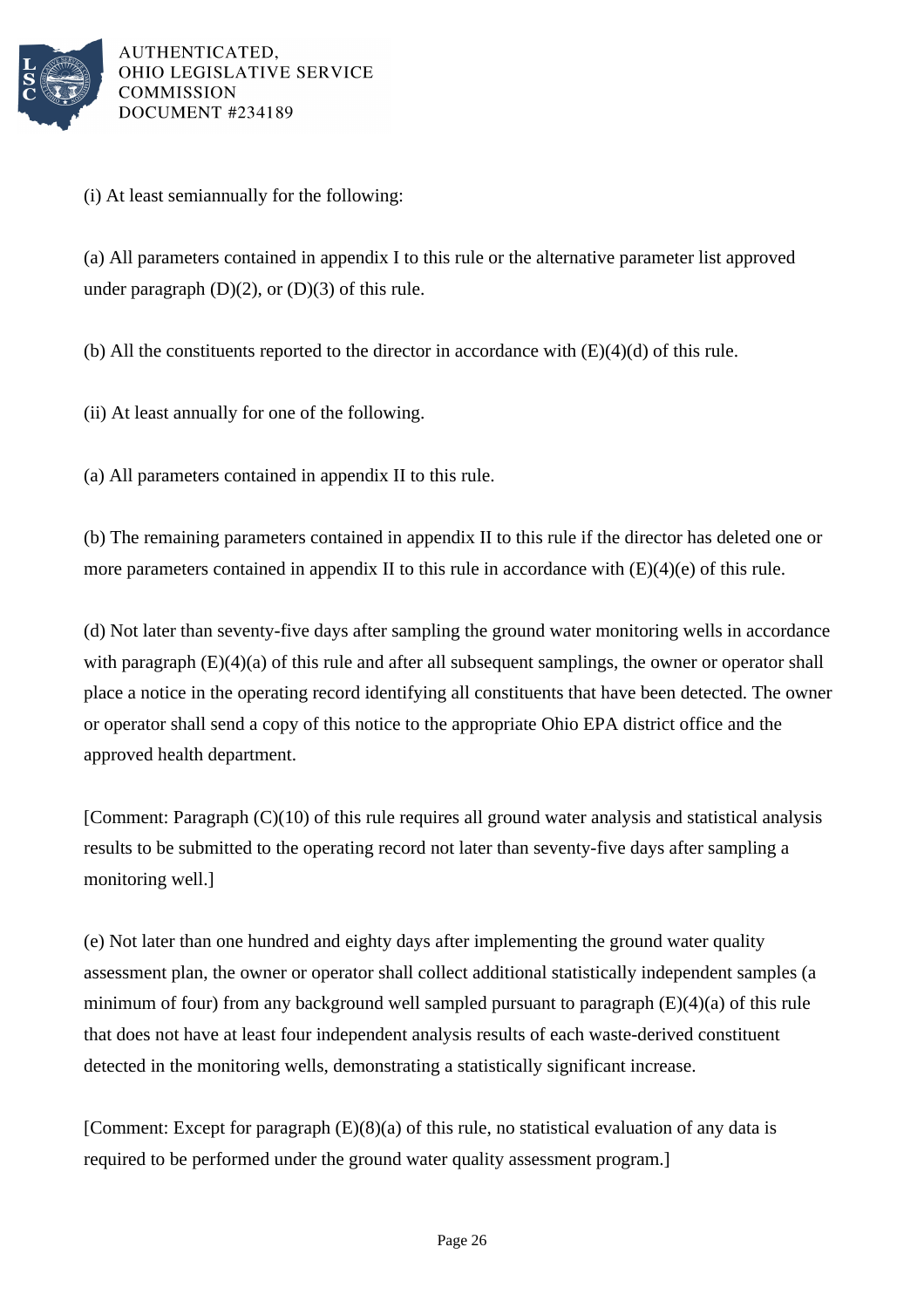(i) At least semiannually for the following:

(a) All parameters contained in appendix I to this rule or the alternative parameter list approved under paragraph (D)(2), or (D)(3) of this rule.

(b) All the constituents reported to the director in accordance with (E)(4)(d) of this rule.

(ii) At least annually for one of the following.

(a) All parameters contained in appendix II to this rule.

(b) The remaining parameters contained in appendix II to this rule if the director has deleted one or more parameters contained in appendix II to this rule in accordance with (E)(4)(e) of this rule.

(d) Not later than seventy-five days after sampling the ground water monitoring wells in accordance with paragraph (E)(4)(a) of this rule and after all subsequent samplings, the owner or operator shall place a notice in the operating record identifying all constituents that have been detected. The owner or operator shall send a copy of this notice to the appropriate Ohio EPA district office and the approved health department.

[Comment: Paragraph (C)(10) of this rule requires all ground water analysis and statistical analysis results to be submitted to the operating record not later than seventy-five days after sampling a monitoring well.]

(e) Not later than one hundred and eighty days after implementing the ground water quality assessment plan, the owner or operator shall collect additional statistically independent samples (a minimum of four) from any background well sampled pursuant to paragraph (E)(4)(a) of this rule that does not have at least four independent analysis results of each waste-derived constituent detected in the monitoring wells, demonstrating a statistically significant increase.

[Comment: Except for paragraph (E)(8)(a) of this rule, no statistical evaluation of any data is required to be performed under the ground water quality assessment program.]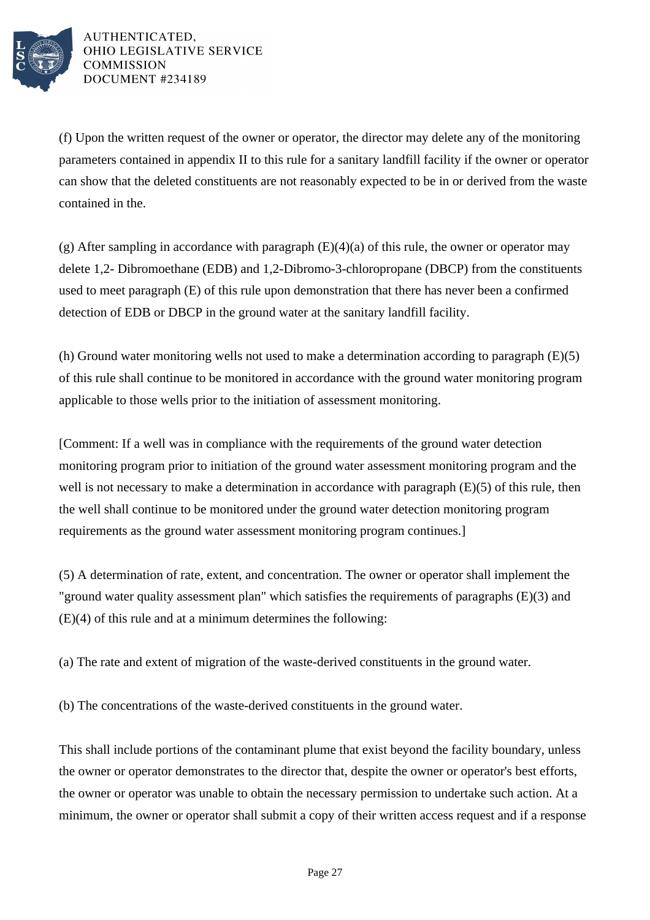(f) Upon the written request of the owner or operator, the director may delete any of the monitoring parameters contained in appendix II to this rule for a sanitary landfill facility if the owner or operator can show that the deleted constituents are not reasonably expected to be in or derived from the waste contained in the.

(g) After sampling in accordance with paragraph (E)(4)(a) of this rule, the owner or operator may delete 1,2- Dibromoethane (EDB) and 1,2-Dibromo-3-chloropropane (DBCP) from the constituents used to meet paragraph (E) of this rule upon demonstration that there has never been a confirmed detection of EDB or DBCP in the ground water at the sanitary landfill facility.

(h) Ground water monitoring wells not used to make a determination according to paragraph (E)(5) of this rule shall continue to be monitored in accordance with the ground water monitoring program applicable to those wells prior to the initiation of assessment monitoring.

[Comment: If a well was in compliance with the requirements of the ground water detection monitoring program prior to initiation of the ground water assessment monitoring program and the well is not necessary to make a determination in accordance with paragraph (E)(5) of this rule, then the well shall continue to be monitored under the ground water detection monitoring program requirements as the ground water assessment monitoring program continues.]

(5) A determination of rate, extent, and concentration. The owner or operator shall implement the "ground water quality assessment plan" which satisfies the requirements of paragraphs (E)(3) and (E)(4) of this rule and at a minimum determines the following:

(a) The rate and extent of migration of the waste-derived constituents in the ground water.

(b) The concentrations of the waste-derived constituents in the ground water.

This shall include portions of the contaminant plume that exist beyond the facility boundary, unless the owner or operator demonstrates to the director that, despite the owner or operator's best efforts, the owner or operator was unable to obtain the necessary permission to undertake such action. At a minimum, the owner or operator shall submit a copy of their written access request and if a response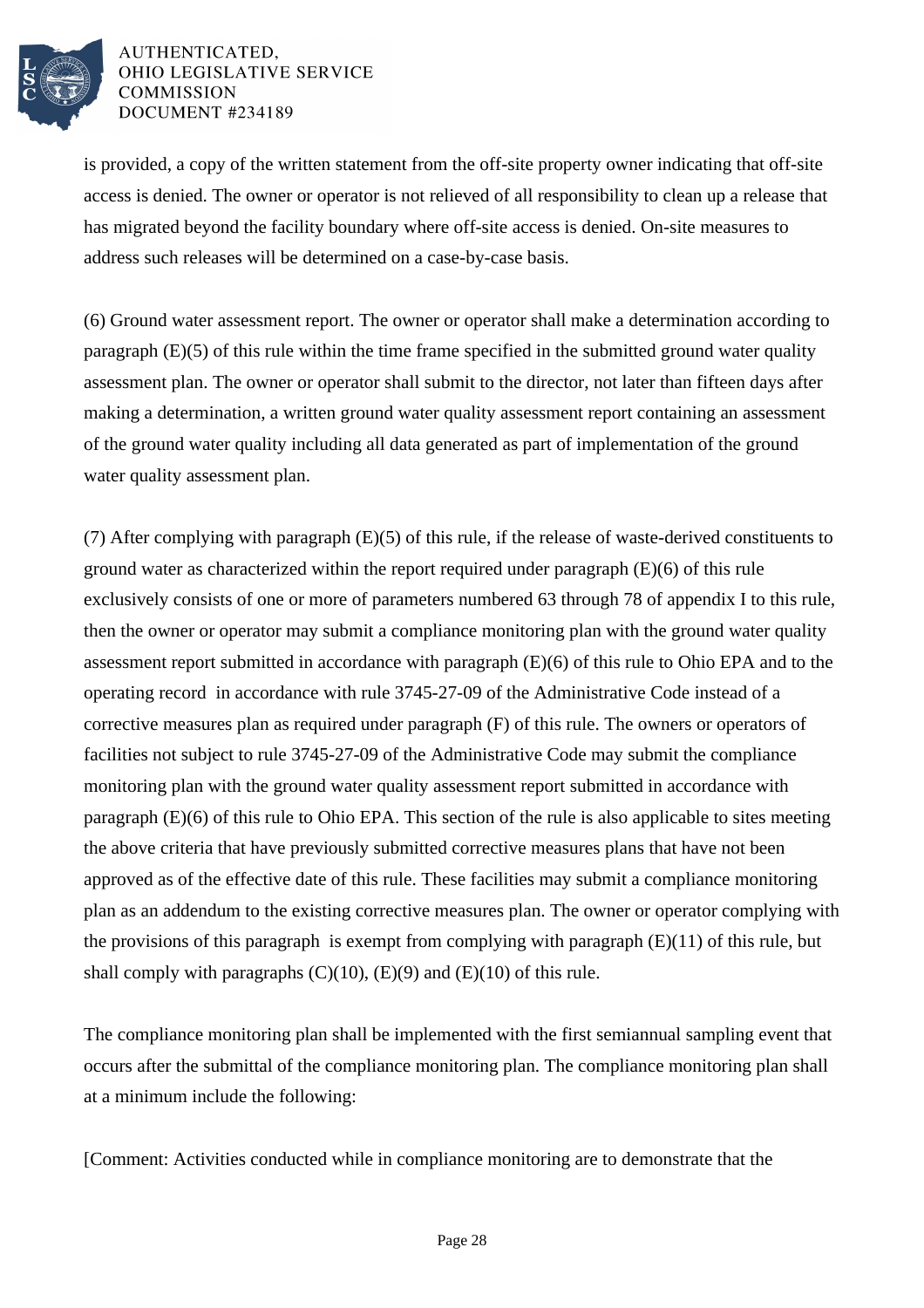is provided, a copy of the written statement from the off-site property owner indicating that off-site access is denied. The owner or operator is not relieved of all responsibility to clean up a release that has migrated beyond the facility boundary where off-site access is denied. On-site measures to address such releases will be determined on a case-by-case basis.

(6) Ground water assessment report. The owner or operator shall make a determination according to paragraph (E)(5) of this rule within the time frame specified in the submitted ground water quality assessment plan. The owner or operator shall submit to the director, not later than fifteen days after making a determination, a written ground water quality assessment report containing an assessment of the ground water quality including all data generated as part of implementation of the ground water quality assessment plan.

(7) After complying with paragraph (E)(5) of this rule, if the release of waste-derived constituents to ground water as characterized within the report required under paragraph (E)(6) of this rule exclusively consists of one or more of parameters numbered 63 through 78 of appendix I to this rule, then the owner or operator may submit a compliance monitoring plan with the ground water quality assessment report submitted in accordance with paragraph (E)(6) of this rule to Ohio EPA and to the operating record in accordance with rule 3745-27-09 of the Administrative Code instead of a corrective measures plan as required under paragraph (F) of this rule. The owners or operators of facilities not subject to rule 3745-27-09 of the Administrative Code may submit the compliance monitoring plan with the ground water quality assessment report submitted in accordance with paragraph (E)(6) of this rule to Ohio EPA. This section of the rule is also applicable to sites meeting the above criteria that have previously submitted corrective measures plans that have not been approved as of the effective date of this rule. These facilities may submit a compliance monitoring plan as an addendum to the existing corrective measures plan. The owner or operator complying with the provisions of this paragraph is exempt from complying with paragraph (E)(11) of this rule, but shall comply with paragraphs (C)(10), (E)(9) and (E)(10) of this rule.

The compliance monitoring plan shall be implemented with the first semiannual sampling event that occurs after the submittal of the compliance monitoring plan. The compliance monitoring plan shall at a minimum include the following:

[Comment: Activities conducted while in compliance monitoring are to demonstrate that the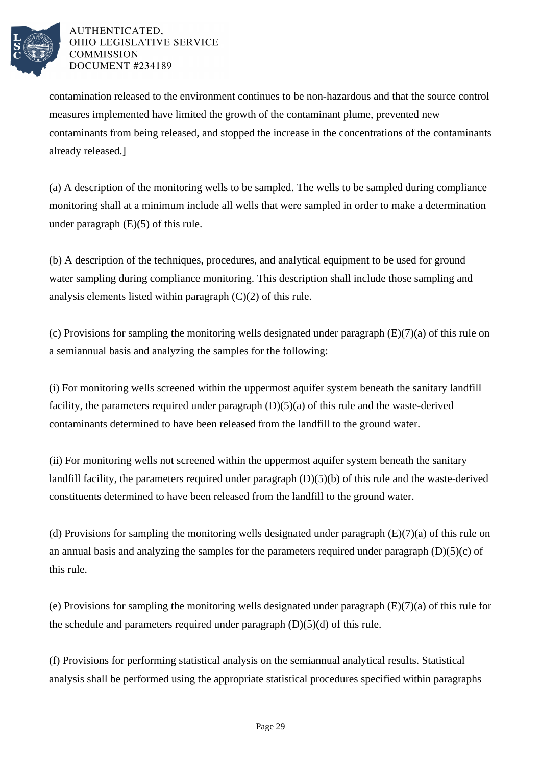contamination released to the environment continues to be non-hazardous and that the source control measures implemented have limited the growth of the contaminant plume, prevented new contaminants from being released, and stopped the increase in the concentrations of the contaminants already released.]

(a) A description of the monitoring wells to be sampled. The wells to be sampled during compliance monitoring shall at a minimum include all wells that were sampled in order to make a determination under paragraph (E)(5) of this rule.

(b) A description of the techniques, procedures, and analytical equipment to be used for ground water sampling during compliance monitoring. This description shall include those sampling and analysis elements listed within paragraph (C)(2) of this rule.

(c) Provisions for sampling the monitoring wells designated under paragraph (E)(7)(a) of this rule on a semiannual basis and analyzing the samples for the following:

(i) For monitoring wells screened within the uppermost aquifer system beneath the sanitary landfill facility, the parameters required under paragraph (D)(5)(a) of this rule and the waste-derived contaminants determined to have been released from the landfill to the ground water.

(ii) For monitoring wells not screened within the uppermost aquifer system beneath the sanitary landfill facility, the parameters required under paragraph (D)(5)(b) of this rule and the waste-derived constituents determined to have been released from the landfill to the ground water.

(d) Provisions for sampling the monitoring wells designated under paragraph (E)(7)(a) of this rule on an annual basis and analyzing the samples for the parameters required under paragraph (D)(5)(c) of this rule.

(e) Provisions for sampling the monitoring wells designated under paragraph (E)(7)(a) of this rule for the schedule and parameters required under paragraph (D)(5)(d) of this rule.

(f) Provisions for performing statistical analysis on the semiannual analytical results. Statistical analysis shall be performed using the appropriate statistical procedures specified within paragraphs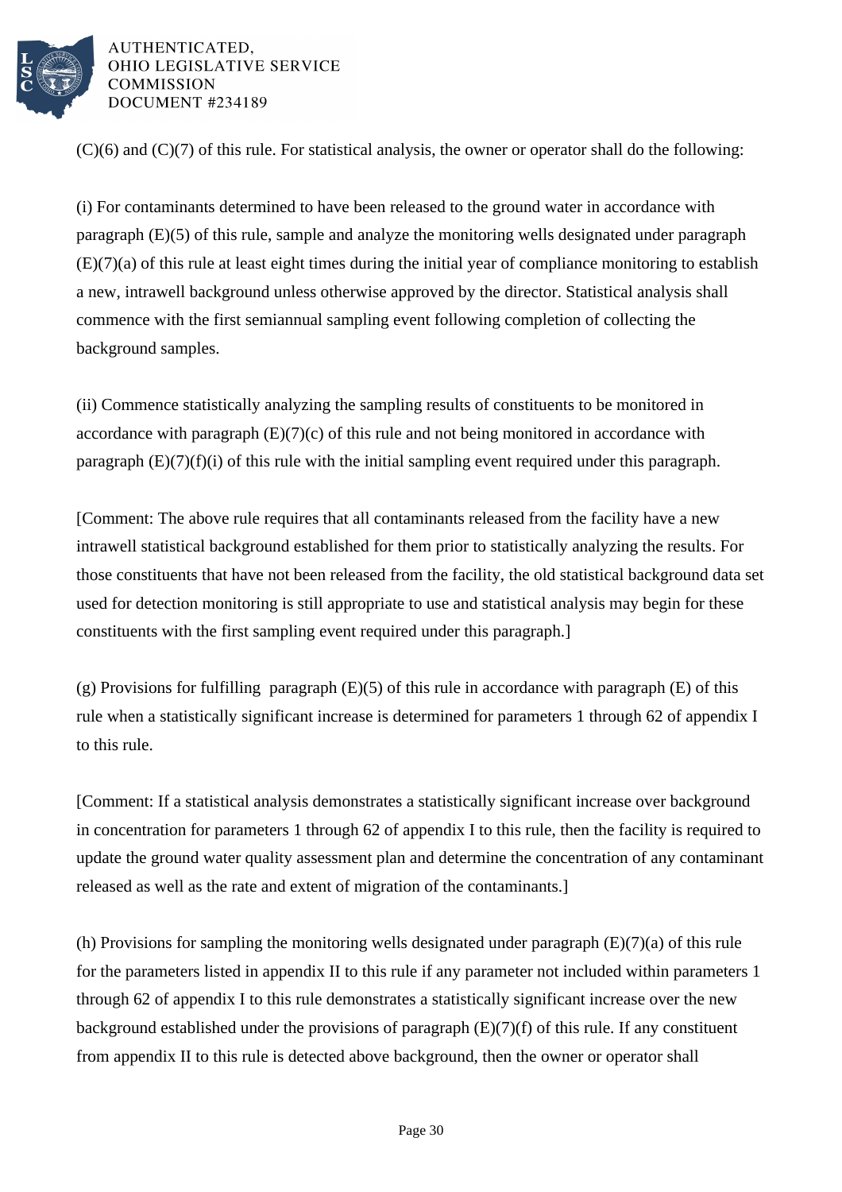(C)(6) and (C)(7) of this rule. For statistical analysis, the owner or operator shall do the following:

(i) For contaminants determined to have been released to the ground water in accordance with paragraph (E)(5) of this rule, sample and analyze the monitoring wells designated under paragraph (E)(7)(a) of this rule at least eight times during the initial year of compliance monitoring to establish a new, intrawell background unless otherwise approved by the director. Statistical analysis shall commence with the first semiannual sampling event following completion of collecting the background samples.

(ii) Commence statistically analyzing the sampling results of constituents to be monitored in accordance with paragraph (E)(7)(c) of this rule and not being monitored in accordance with paragraph (E)(7)(f)(i) of this rule with the initial sampling event required under this paragraph.

[Comment: The above rule requires that all contaminants released from the facility have a new intrawell statistical background established for them prior to statistically analyzing the results. For those constituents that have not been released from the facility, the old statistical background data set used for detection monitoring is still appropriate to use and statistical analysis may begin for these constituents with the first sampling event required under this paragraph.]

(g) Provisions for fulfilling paragraph (E)(5) of this rule in accordance with paragraph (E) of this rule when a statistically significant increase is determined for parameters 1 through 62 of appendix I to this rule.

[Comment: If a statistical analysis demonstrates a statistically significant increase over background in concentration for parameters 1 through 62 of appendix I to this rule, then the facility is required to update the ground water quality assessment plan and determine the concentration of any contaminant released as well as the rate and extent of migration of the contaminants.]

(h) Provisions for sampling the monitoring wells designated under paragraph (E)(7)(a) of this rule for the parameters listed in appendix II to this rule if any parameter not included within parameters 1 through 62 of appendix I to this rule demonstrates a statistically significant increase over the new background established under the provisions of paragraph (E)(7)(f) of this rule. If any constituent from appendix II to this rule is detected above background, then the owner or operator shall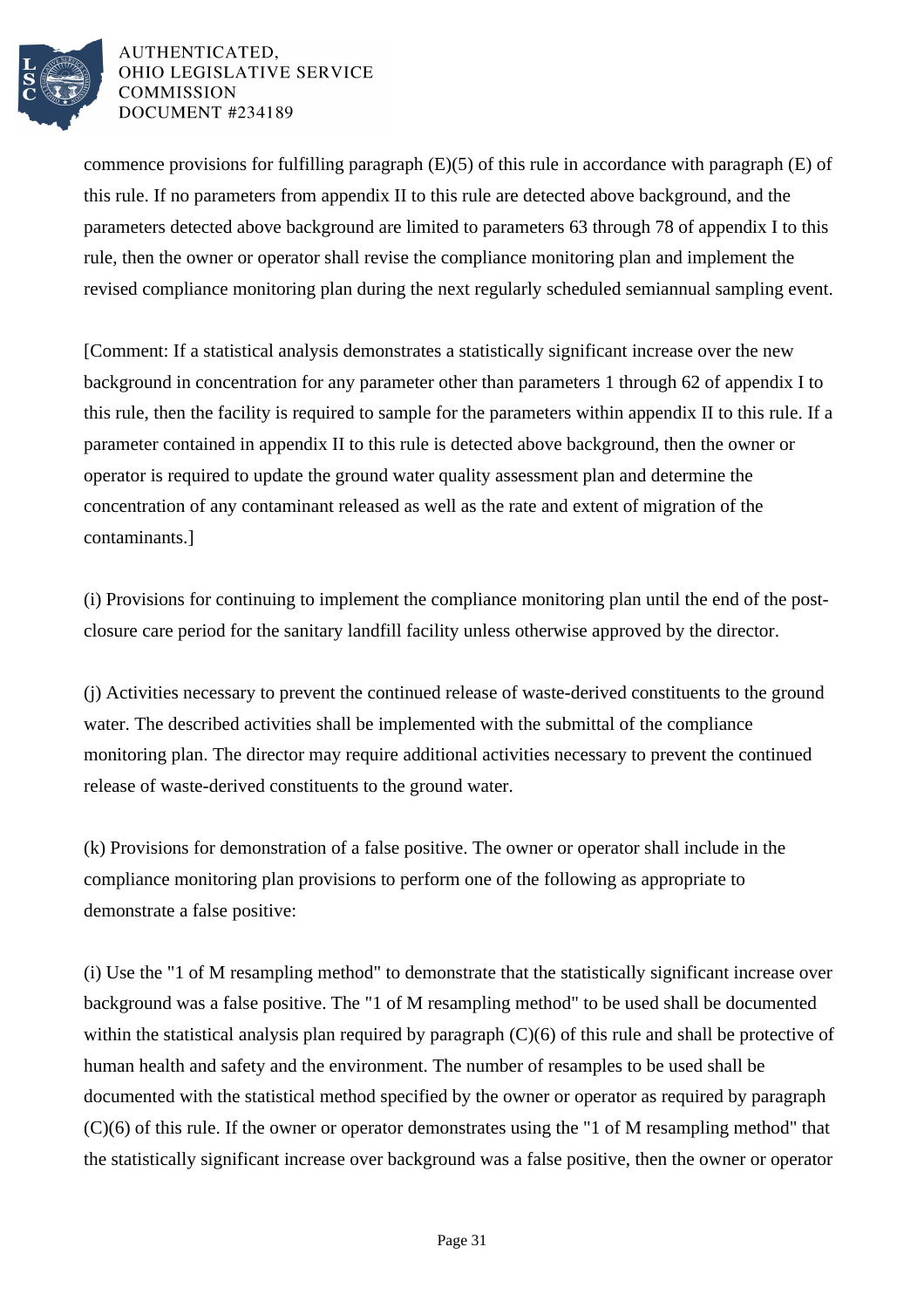commence provisions for fulfilling paragraph (E)(5) of this rule in accordance with paragraph (E) of this rule. If no parameters from appendix II to this rule are detected above background, and the parameters detected above background are limited to parameters 63 through 78 of appendix I to this rule, then the owner or operator shall revise the compliance monitoring plan and implement the revised compliance monitoring plan during the next regularly scheduled semiannual sampling event.

[Comment: If a statistical analysis demonstrates a statistically significant increase over the new background in concentration for any parameter other than parameters 1 through 62 of appendix I to this rule, then the facility is required to sample for the parameters within appendix II to this rule. If a parameter contained in appendix II to this rule is detected above background, then the owner or operator is required to update the ground water quality assessment plan and determine the concentration of any contaminant released as well as the rate and extent of migration of the contaminants.]

(i) Provisions for continuing to implement the compliance monitoring plan until the end of the post-closure care period for the sanitary landfill facility unless otherwise approved by the director.

(j) Activities necessary to prevent the continued release of waste-derived constituents to the ground water. The described activities shall be implemented with the submittal of the compliance monitoring plan. The director may require additional activities necessary to prevent the continued release of waste-derived constituents to the ground water.

(k) Provisions for demonstration of a false positive. The owner or operator shall include in the compliance monitoring plan provisions to perform one of the following as appropriate to demonstrate a false positive:

(i) Use the "1 of M resampling method" to demonstrate that the statistically significant increase over background was a false positive. The "1 of M resampling method" to be used shall be documented within the statistical analysis plan required by paragraph (C)(6) of this rule and shall be protective of human health and safety and the environment. The number of resamples to be used shall be documented with the statistical method specified by the owner or operator as required by paragraph (C)(6) of this rule. If the owner or operator demonstrates using the "1 of M resampling method" that the statistically significant increase over background was a false positive, then the owner or operator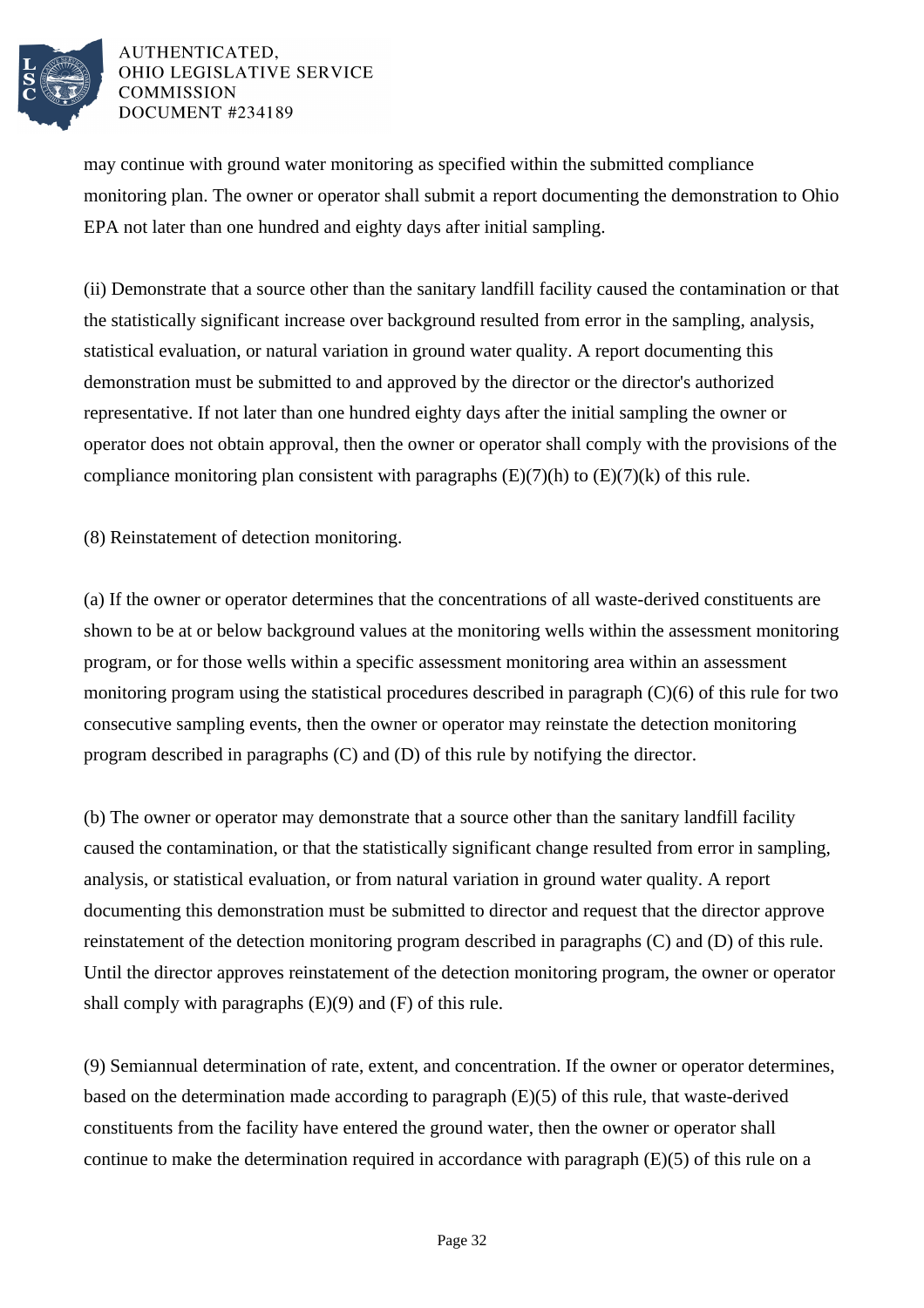may continue with ground water monitoring as specified within the submitted compliance monitoring plan. The owner or operator shall submit a report documenting the demonstration to Ohio EPA not later than one hundred and eighty days after initial sampling.

(ii) Demonstrate that a source other than the sanitary landfill facility caused the contamination or that the statistically significant increase over background resulted from error in the sampling, analysis, statistical evaluation, or natural variation in ground water quality. A report documenting this demonstration must be submitted to and approved by the director or the director's authorized representative. If not later than one hundred eighty days after the initial sampling the owner or operator does not obtain approval, then the owner or operator shall comply with the provisions of the compliance monitoring plan consistent with paragraphs (E)(7)(h) to (E)(7)(k) of this rule.

(8) Reinstatement of detection monitoring.

(a) If the owner or operator determines that the concentrations of all waste-derived constituents are shown to be at or below background values at the monitoring wells within the assessment monitoring program, or for those wells within a specific assessment monitoring area within an assessment monitoring program using the statistical procedures described in paragraph (C)(6) of this rule for two consecutive sampling events, then the owner or operator may reinstate the detection monitoring program described in paragraphs (C) and (D) of this rule by notifying the director.

(b) The owner or operator may demonstrate that a source other than the sanitary landfill facility caused the contamination, or that the statistically significant change resulted from error in sampling, analysis, or statistical evaluation, or from natural variation in ground water quality. A report documenting this demonstration must be submitted to director and request that the director approve reinstatement of the detection monitoring program described in paragraphs (C) and (D) of this rule. Until the director approves reinstatement of the detection monitoring program, the owner or operator shall comply with paragraphs (E)(9) and (F) of this rule.

(9) Semiannual determination of rate, extent, and concentration. If the owner or operator determines, based on the determination made according to paragraph (E)(5) of this rule, that waste-derived constituents from the facility have entered the ground water, then the owner or operator shall continue to make the determination required in accordance with paragraph (E)(5) of this rule on a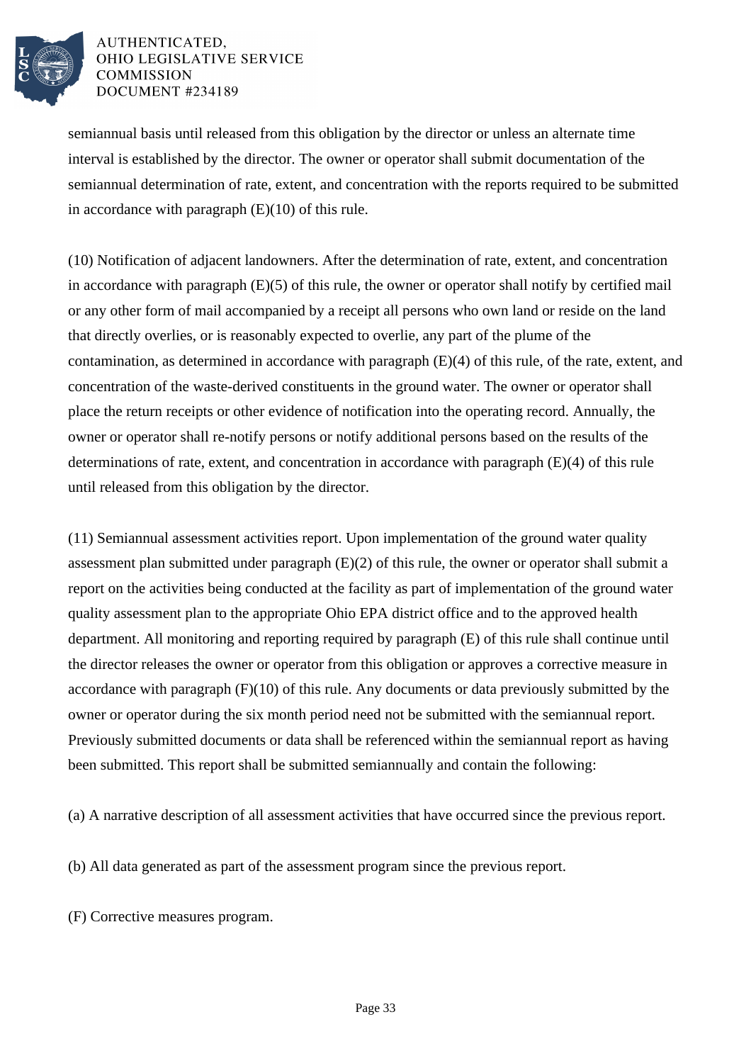semiannual basis until released from this obligation by the director or unless an alternate time interval is established by the director. The owner or operator shall submit documentation of the semiannual determination of rate, extent, and concentration with the reports required to be submitted in accordance with paragraph (E)(10) of this rule.

(10) Notification of adjacent landowners. After the determination of rate, extent, and concentration in accordance with paragraph (E)(5) of this rule, the owner or operator shall notify by certified mail or any other form of mail accompanied by a receipt all persons who own land or reside on the land that directly overlies, or is reasonably expected to overlie, any part of the plume of the contamination, as determined in accordance with paragraph (E)(4) of this rule, of the rate, extent, and concentration of the waste-derived constituents in the ground water. The owner or operator shall place the return receipts or other evidence of notification into the operating record. Annually, the owner or operator shall re-notify persons or notify additional persons based on the results of the determinations of rate, extent, and concentration in accordance with paragraph (E)(4) of this rule until released from this obligation by the director.

(11) Semiannual assessment activities report. Upon implementation of the ground water quality assessment plan submitted under paragraph (E)(2) of this rule, the owner or operator shall submit a report on the activities being conducted at the facility as part of implementation of the ground water quality assessment plan to the appropriate Ohio EPA district office and to the approved health department. All monitoring and reporting required by paragraph (E) of this rule shall continue until the director releases the owner or operator from this obligation or approves a corrective measure in accordance with paragraph (F)(10) of this rule. Any documents or data previously submitted by the owner or operator during the six month period need not be submitted with the semiannual report. Previously submitted documents or data shall be referenced within the semiannual report as having been submitted. This report shall be submitted semiannually and contain the following:

(a) A narrative description of all assessment activities that have occurred since the previous report.

(b) All data generated as part of the assessment program since the previous report.

(F) Corrective measures program.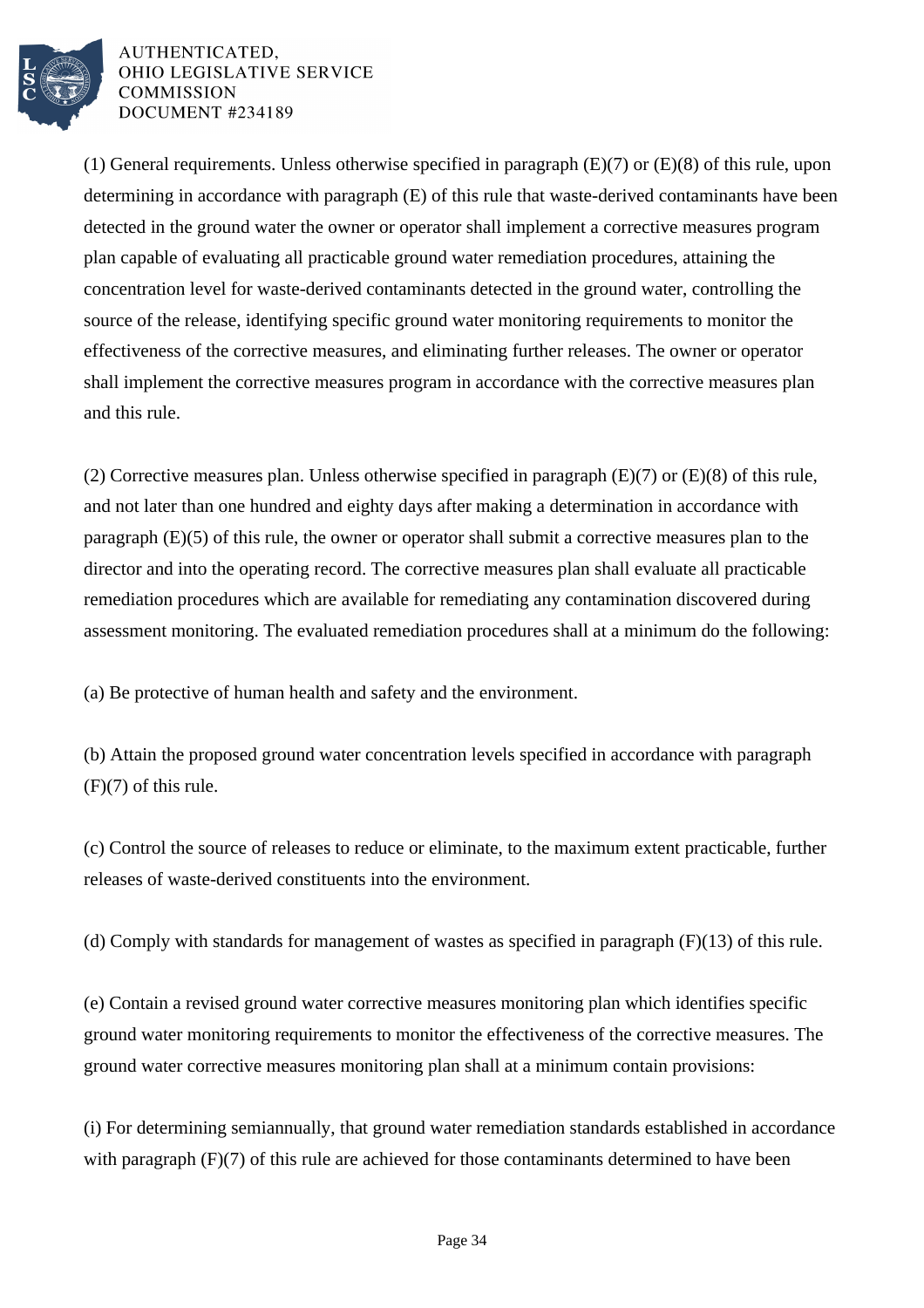(1) General requirements. Unless otherwise specified in paragraph (E)(7) or (E)(8) of this rule, upon determining in accordance with paragraph (E) of this rule that waste-derived contaminants have been detected in the ground water the owner or operator shall implement a corrective measures program plan capable of evaluating all practicable ground water remediation procedures, attaining the concentration level for waste-derived contaminants detected in the ground water, controlling the source of the release, identifying specific ground water monitoring requirements to monitor the effectiveness of the corrective measures, and eliminating further releases. The owner or operator shall implement the corrective measures program in accordance with the corrective measures plan and this rule.

(2) Corrective measures plan. Unless otherwise specified in paragraph (E)(7) or (E)(8) of this rule, and not later than one hundred and eighty days after making a determination in accordance with paragraph (E)(5) of this rule, the owner or operator shall submit a corrective measures plan to the director and into the operating record. The corrective measures plan shall evaluate all practicable remediation procedures which are available for remediating any contamination discovered during assessment monitoring. The evaluated remediation procedures shall at a minimum do the following:

(a) Be protective of human health and safety and the environment.

(b) Attain the proposed ground water concentration levels specified in accordance with paragraph (F)(7) of this rule.

(c) Control the source of releases to reduce or eliminate, to the maximum extent practicable, further releases of waste-derived constituents into the environment.

(d) Comply with standards for management of wastes as specified in paragraph (F)(13) of this rule.

(e) Contain a revised ground water corrective measures monitoring plan which identifies specific ground water monitoring requirements to monitor the effectiveness of the corrective measures. The ground water corrective measures monitoring plan shall at a minimum contain provisions:

(i) For determining semiannually, that ground water remediation standards established in accordance with paragraph (F)(7) of this rule are achieved for those contaminants determined to have been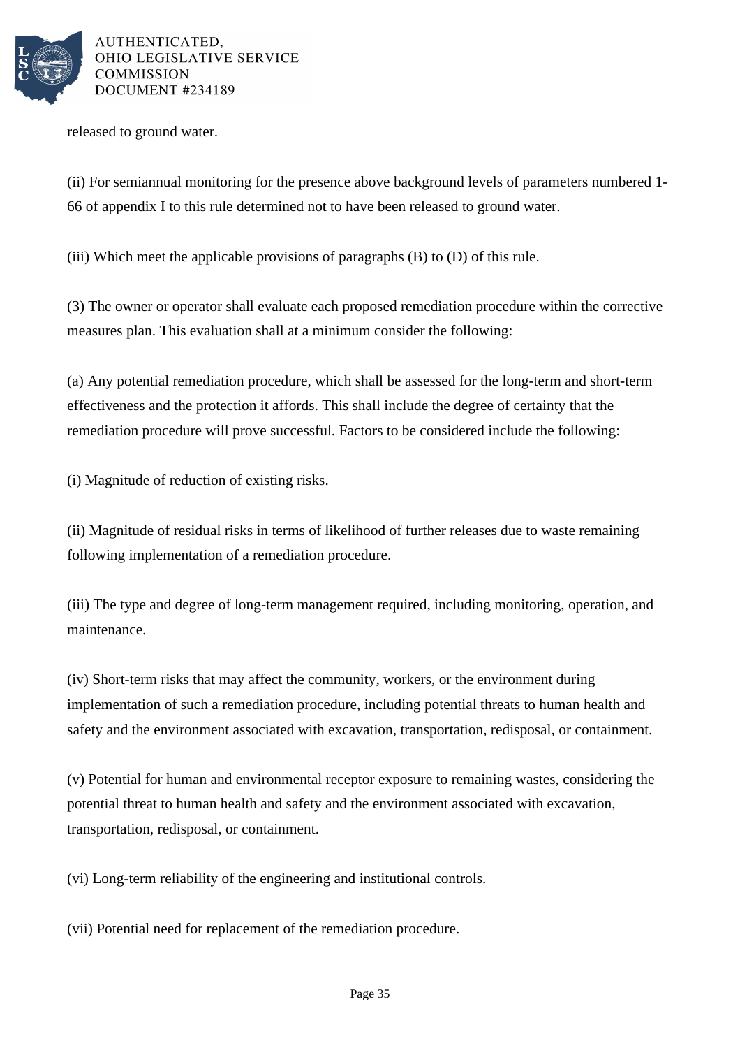released to ground water.

(ii) For semiannual monitoring for the presence above background levels of parameters numbered 1-66 of appendix I to this rule determined not to have been released to ground water.

(iii) Which meet the applicable provisions of paragraphs (B) to (D) of this rule.

(3) The owner or operator shall evaluate each proposed remediation procedure within the corrective measures plan. This evaluation shall at a minimum consider the following:

(a) Any potential remediation procedure, which shall be assessed for the long-term and short-term effectiveness and the protection it affords. This shall include the degree of certainty that the remediation procedure will prove successful. Factors to be considered include the following:

(i) Magnitude of reduction of existing risks.

(ii) Magnitude of residual risks in terms of likelihood of further releases due to waste remaining following implementation of a remediation procedure.

(iii) The type and degree of long-term management required, including monitoring, operation, and maintenance.

(iv) Short-term risks that may affect the community, workers, or the environment during implementation of such a remediation procedure, including potential threats to human health and safety and the environment associated with excavation, transportation, redisposal, or containment.

(v) Potential for human and environmental receptor exposure to remaining wastes, considering the potential threat to human health and safety and the environment associated with excavation, transportation, redisposal, or containment.

(vi) Long-term reliability of the engineering and institutional controls.

(vii) Potential need for replacement of the remediation procedure.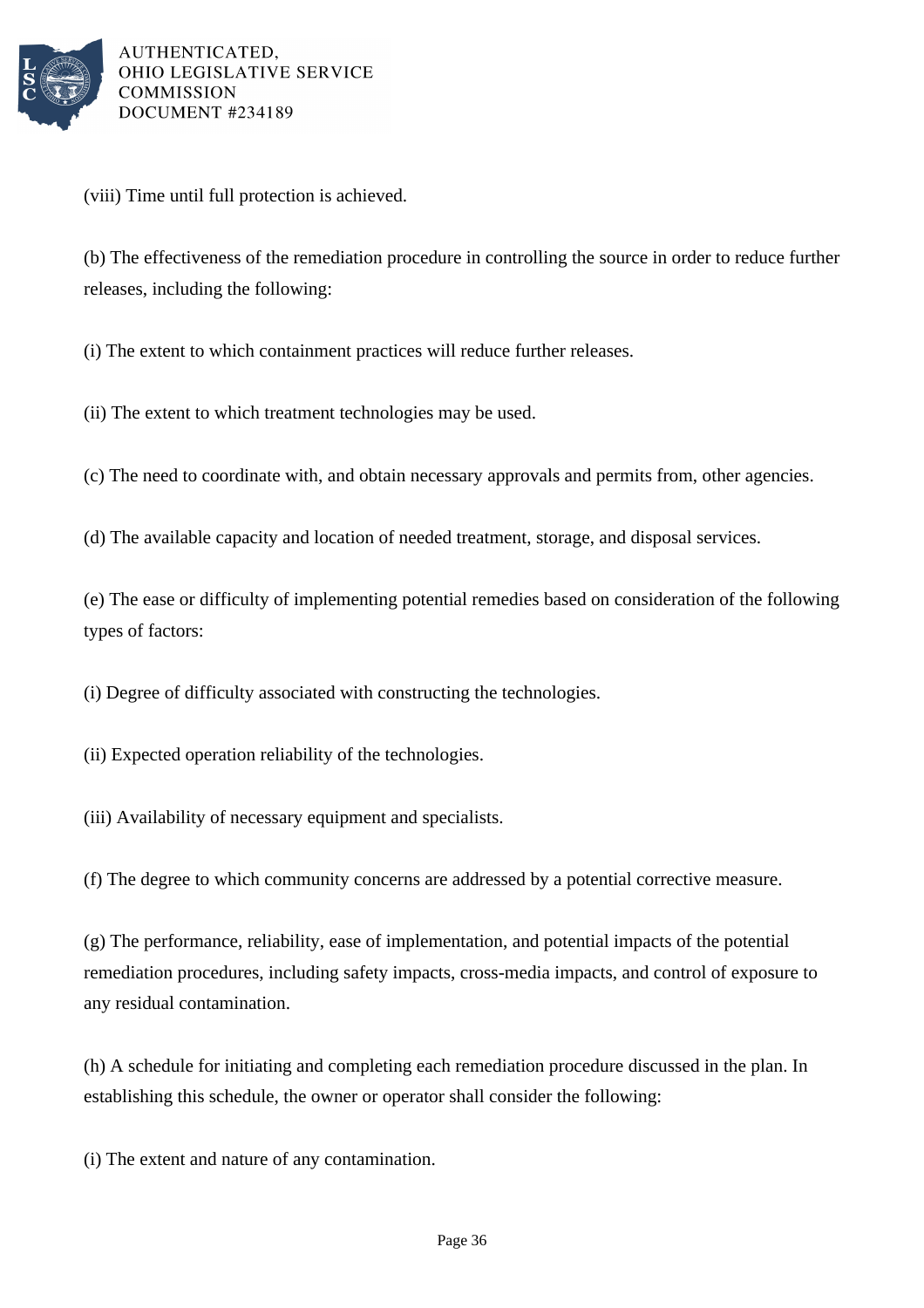(viii) Time until full protection is achieved.

(b) The effectiveness of the remediation procedure in controlling the source in order to reduce further releases, including the following:

(i) The extent to which containment practices will reduce further releases.

(ii) The extent to which treatment technologies may be used.

(c) The need to coordinate with, and obtain necessary approvals and permits from, other agencies.

(d) The available capacity and location of needed treatment, storage, and disposal services.

(e) The ease or difficulty of implementing potential remedies based on consideration of the following types of factors:

(i) Degree of difficulty associated with constructing the technologies.

(ii) Expected operation reliability of the technologies.

(iii) Availability of necessary equipment and specialists.

(f) The degree to which community concerns are addressed by a potential corrective measure.

(g) The performance, reliability, ease of implementation, and potential impacts of the potential remediation procedures, including safety impacts, cross-media impacts, and control of exposure to any residual contamination.

(h) A schedule for initiating and completing each remediation procedure discussed in the plan. In establishing this schedule, the owner or operator shall consider the following:

(i) The extent and nature of any contamination.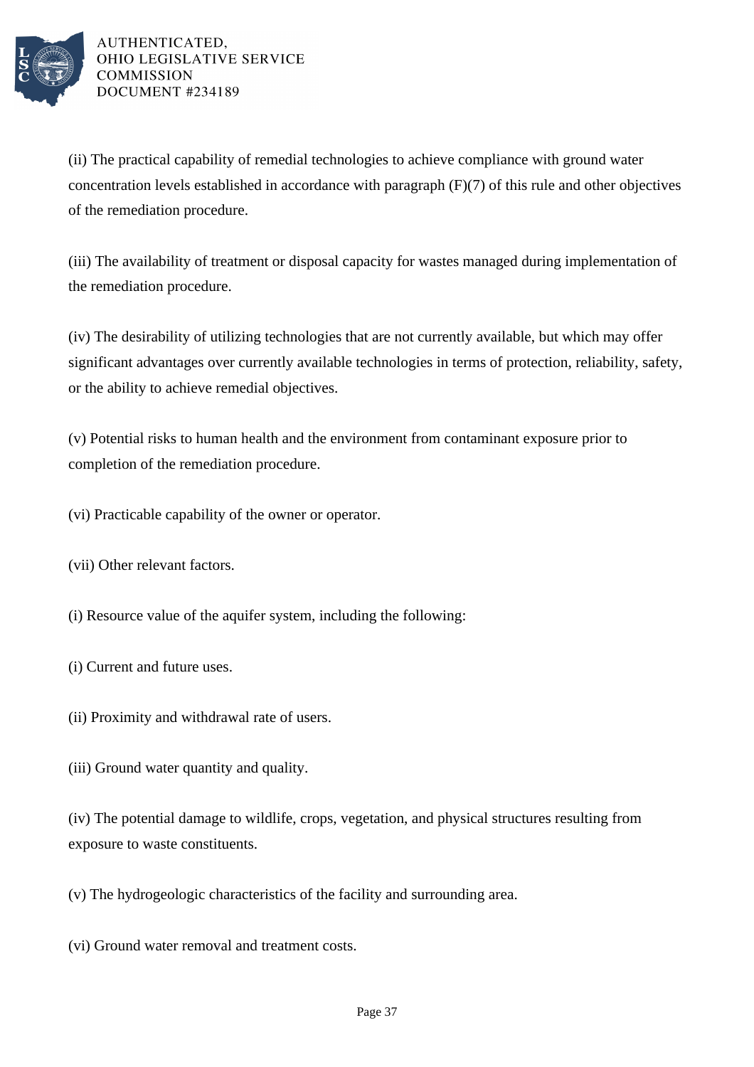(ii) The practical capability of remedial technologies to achieve compliance with ground water concentration levels established in accordance with paragraph (F)(7) of this rule and other objectives of the remediation procedure.

(iii) The availability of treatment or disposal capacity for wastes managed during implementation of the remediation procedure.

(iv) The desirability of utilizing technologies that are not currently available, but which may offer significant advantages over currently available technologies in terms of protection, reliability, safety, or the ability to achieve remedial objectives.

(v) Potential risks to human health and the environment from contaminant exposure prior to completion of the remediation procedure.

(vi) Practicable capability of the owner or operator.

(vii) Other relevant factors.

(i) Resource value of the aquifer system, including the following:

(i) Current and future uses.

(ii) Proximity and withdrawal rate of users.

(iii) Ground water quantity and quality.

(iv) The potential damage to wildlife, crops, vegetation, and physical structures resulting from exposure to waste constituents.

(v) The hydrogeologic characteristics of the facility and surrounding area.

(vi) Ground water removal and treatment costs.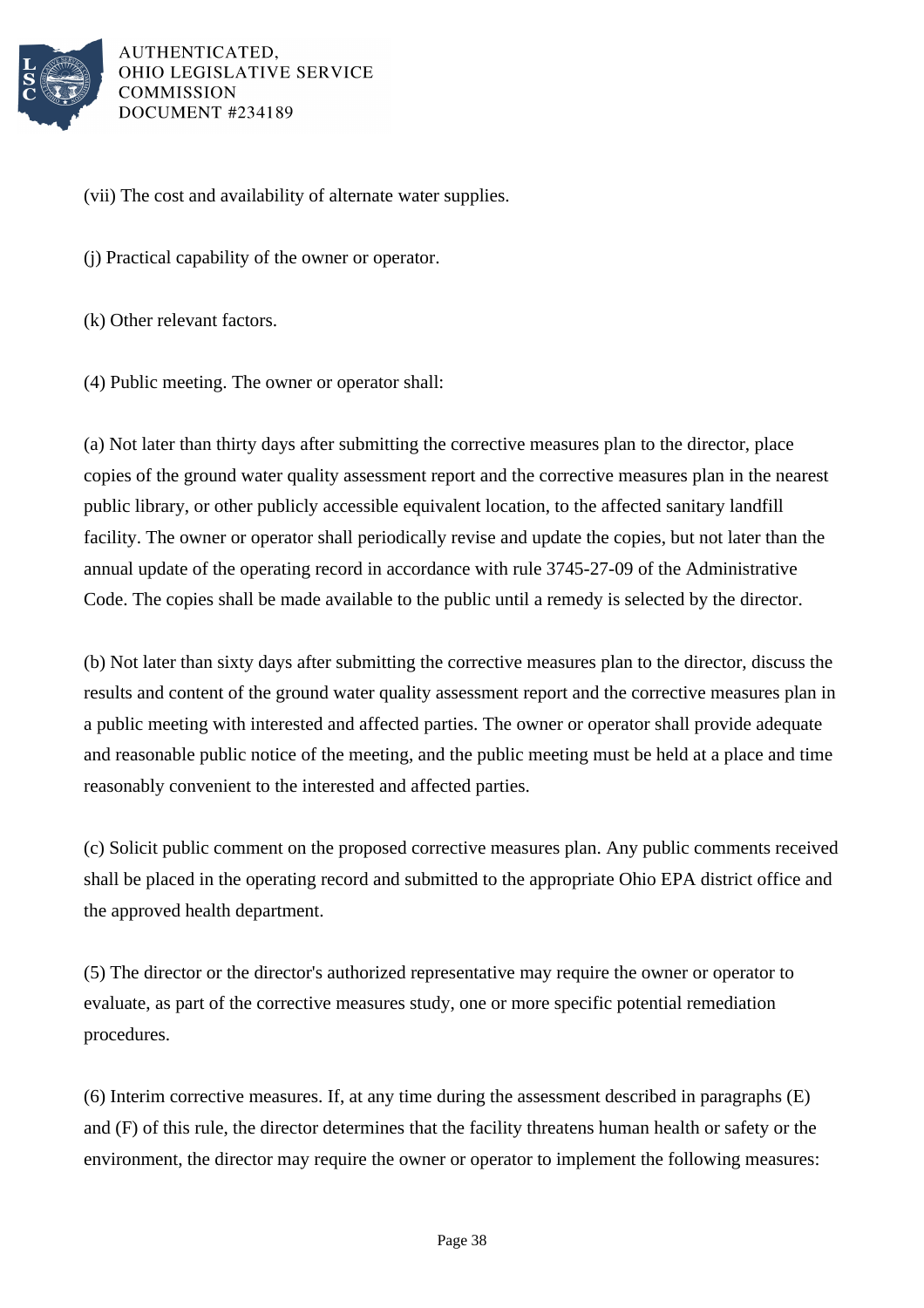(vii) The cost and availability of alternate water supplies.

(j) Practical capability of the owner or operator.

(k) Other relevant factors.

(4) Public meeting. The owner or operator shall:

(a) Not later than thirty days after submitting the corrective measures plan to the director, place copies of the ground water quality assessment report and the corrective measures plan in the nearest public library, or other publicly accessible equivalent location, to the affected sanitary landfill facility. The owner or operator shall periodically revise and update the copies, but not later than the annual update of the operating record in accordance with rule 3745-27-09 of the Administrative Code. The copies shall be made available to the public until a remedy is selected by the director.

(b) Not later than sixty days after submitting the corrective measures plan to the director, discuss the results and content of the ground water quality assessment report and the corrective measures plan in a public meeting with interested and affected parties. The owner or operator shall provide adequate and reasonable public notice of the meeting, and the public meeting must be held at a place and time reasonably convenient to the interested and affected parties.

(c) Solicit public comment on the proposed corrective measures plan. Any public comments received shall be placed in the operating record and submitted to the appropriate Ohio EPA district office and the approved health department.

(5) The director or the director's authorized representative may require the owner or operator to evaluate, as part of the corrective measures study, one or more specific potential remediation procedures.

(6) Interim corrective measures. If, at any time during the assessment described in paragraphs (E) and (F) of this rule, the director determines that the facility threatens human health or safety or the environment, the director may require the owner or operator to implement the following measures: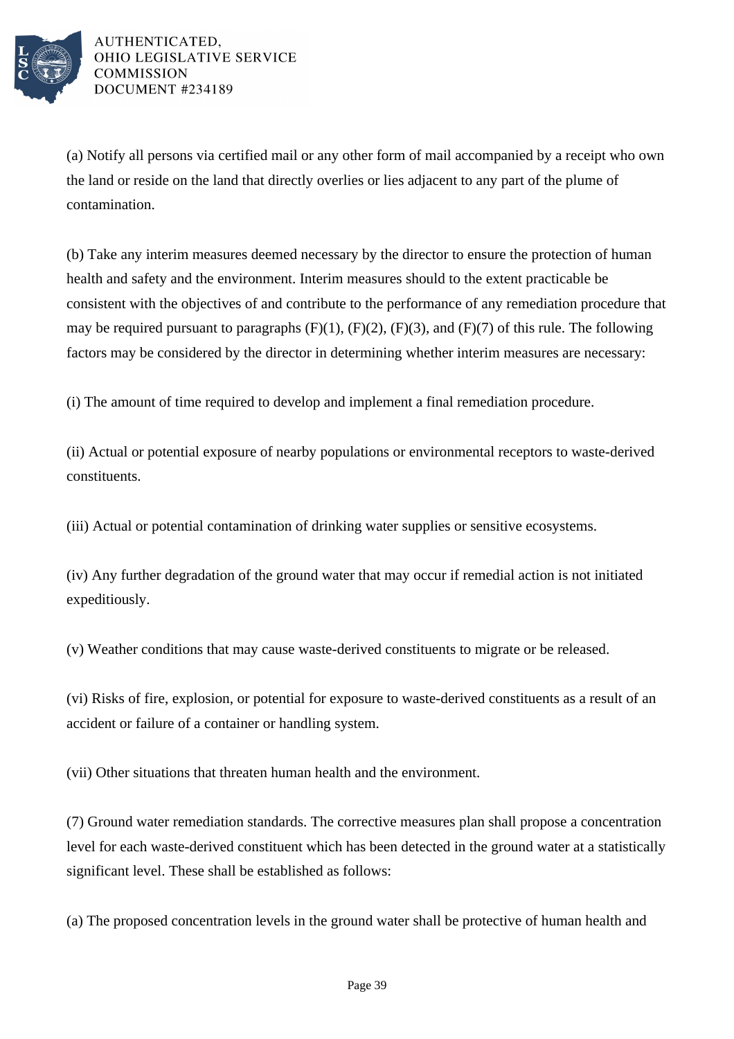(a) Notify all persons via certified mail or any other form of mail accompanied by a receipt who own the land or reside on the land that directly overlies or lies adjacent to any part of the plume of contamination.

(b) Take any interim measures deemed necessary by the director to ensure the protection of human health and safety and the environment. Interim measures should to the extent practicable be consistent with the objectives of and contribute to the performance of any remediation procedure that may be required pursuant to paragraphs (F)(1), (F)(2), (F)(3), and (F)(7) of this rule. The following factors may be considered by the director in determining whether interim measures are necessary:

(i) The amount of time required to develop and implement a final remediation procedure.

(ii) Actual or potential exposure of nearby populations or environmental receptors to waste-derived constituents.

(iii) Actual or potential contamination of drinking water supplies or sensitive ecosystems.

(iv) Any further degradation of the ground water that may occur if remedial action is not initiated expeditiously.

(v) Weather conditions that may cause waste-derived constituents to migrate or be released.

(vi) Risks of fire, explosion, or potential for exposure to waste-derived constituents as a result of an accident or failure of a container or handling system.

(vii) Other situations that threaten human health and the environment.

(7) Ground water remediation standards. The corrective measures plan shall propose a concentration level for each waste-derived constituent which has been detected in the ground water at a statistically significant level. These shall be established as follows:

(a) The proposed concentration levels in the ground water shall be protective of human health and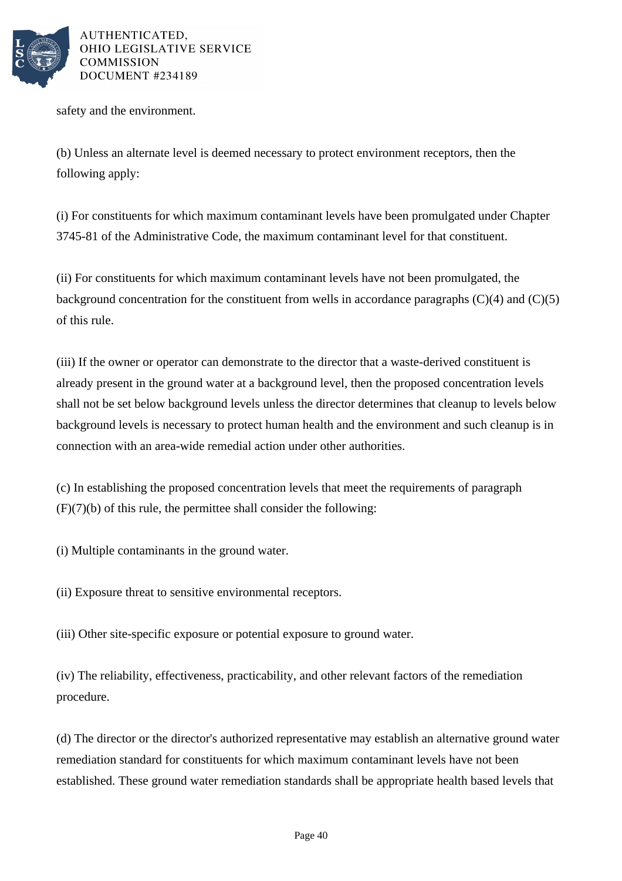safety and the environment.

(b) Unless an alternate level is deemed necessary to protect environment receptors, then the following apply:

(i) For constituents for which maximum contaminant levels have been promulgated under Chapter 3745-81 of the Administrative Code, the maximum contaminant level for that constituent.

(ii) For constituents for which maximum contaminant levels have not been promulgated, the background concentration for the constituent from wells in accordance paragraphs (C)(4) and (C)(5) of this rule.

(iii) If the owner or operator can demonstrate to the director that a waste-derived constituent is already present in the ground water at a background level, then the proposed concentration levels shall not be set below background levels unless the director determines that cleanup to levels below background levels is necessary to protect human health and the environment and such cleanup is in connection with an area-wide remedial action under other authorities.

(c) In establishing the proposed concentration levels that meet the requirements of paragraph (F)(7)(b) of this rule, the permittee shall consider the following:

(i) Multiple contaminants in the ground water.

(ii) Exposure threat to sensitive environmental receptors.

(iii) Other site-specific exposure or potential exposure to ground water.

(iv) The reliability, effectiveness, practicability, and other relevant factors of the remediation procedure.

(d) The director or the director's authorized representative may establish an alternative ground water remediation standard for constituents for which maximum contaminant levels have not been established. These ground water remediation standards shall be appropriate health based levels that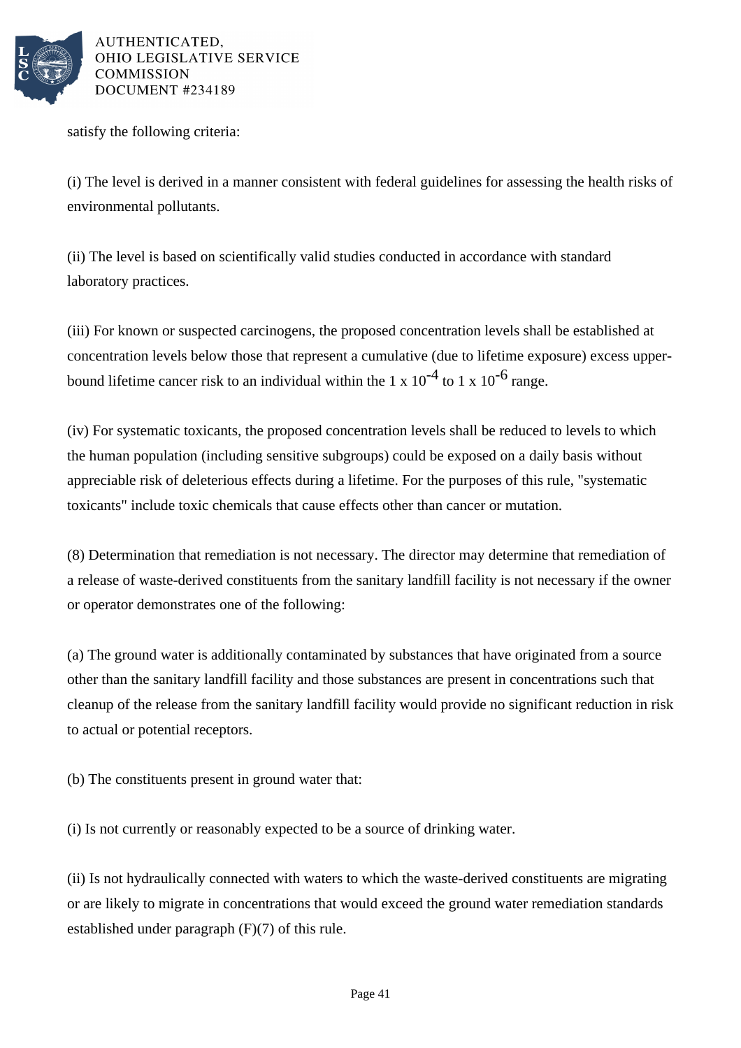satisfy the following criteria:

(i) The level is derived in a manner consistent with federal guidelines for assessing the health risks of environmental pollutants.

(ii) The level is based on scientifically valid studies conducted in accordance with standard laboratory practices.

(iii) For known or suspected carcinogens, the proposed concentration levels shall be established at concentration levels below those that represent a cumulative (due to lifetime exposure) excess upper-bound lifetime cancer risk to an individual within the $1 \times 10^{-4}$ to $1 \times 10^{-6}$ range.

(iv) For systematic toxicants, the proposed concentration levels shall be reduced to levels to which the human population (including sensitive subgroups) could be exposed on a daily basis without appreciable risk of deleterious effects during a lifetime. For the purposes of this rule, "systematic toxicants" include toxic chemicals that cause effects other than cancer or mutation.

(8) Determination that remediation is not necessary. The director may determine that remediation of a release of waste-derived constituents from the sanitary landfill facility is not necessary if the owner or operator demonstrates one of the following:

(a) The ground water is additionally contaminated by substances that have originated from a source other than the sanitary landfill facility and those substances are present in concentrations such that cleanup of the release from the sanitary landfill facility would provide no significant reduction in risk to actual or potential receptors.

(b) The constituents present in ground water that:

(i) Is not currently or reasonably expected to be a source of drinking water.

(ii) Is not hydraulically connected with waters to which the waste-derived constituents are migrating or are likely to migrate in concentrations that would exceed the ground water remediation standards established under paragraph (F)(7) of this rule.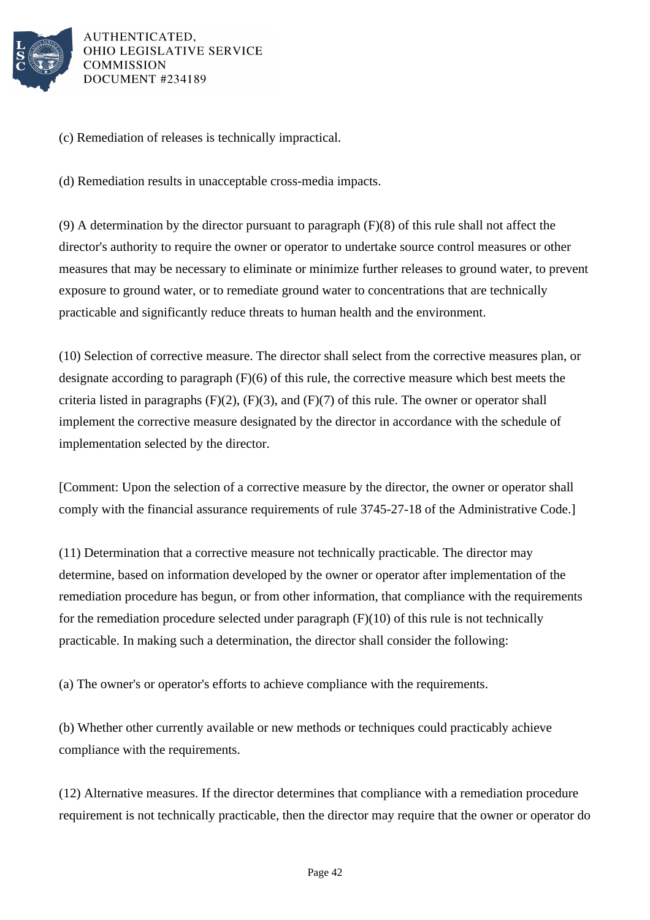(c) Remediation of releases is technically impractical.

(d) Remediation results in unacceptable cross-media impacts.

(9) A determination by the director pursuant to paragraph (F)(8) of this rule shall not affect the director's authority to require the owner or operator to undertake source control measures or other measures that may be necessary to eliminate or minimize further releases to ground water, to prevent exposure to ground water, or to remediate ground water to concentrations that are technically practicable and significantly reduce threats to human health and the environment.

(10) Selection of corrective measure. The director shall select from the corrective measures plan, or designate according to paragraph (F)(6) of this rule, the corrective measure which best meets the criteria listed in paragraphs (F)(2), (F)(3), and (F)(7) of this rule. The owner or operator shall implement the corrective measure designated by the director in accordance with the schedule of implementation selected by the director.

[Comment: Upon the selection of a corrective measure by the director, the owner or operator shall comply with the financial assurance requirements of rule 3745-27-18 of the Administrative Code.]

(11) Determination that a corrective measure not technically practicable. The director may determine, based on information developed by the owner or operator after implementation of the remediation procedure has begun, or from other information, that compliance with the requirements for the remediation procedure selected under paragraph (F)(10) of this rule is not technically practicable. In making such a determination, the director shall consider the following:

(a) The owner's or operator's efforts to achieve compliance with the requirements.

(b) Whether other currently available or new methods or techniques could practicably achieve compliance with the requirements.

(12) Alternative measures. If the director determines that compliance with a remediation procedure requirement is not technically practicable, then the director may require that the owner or operator do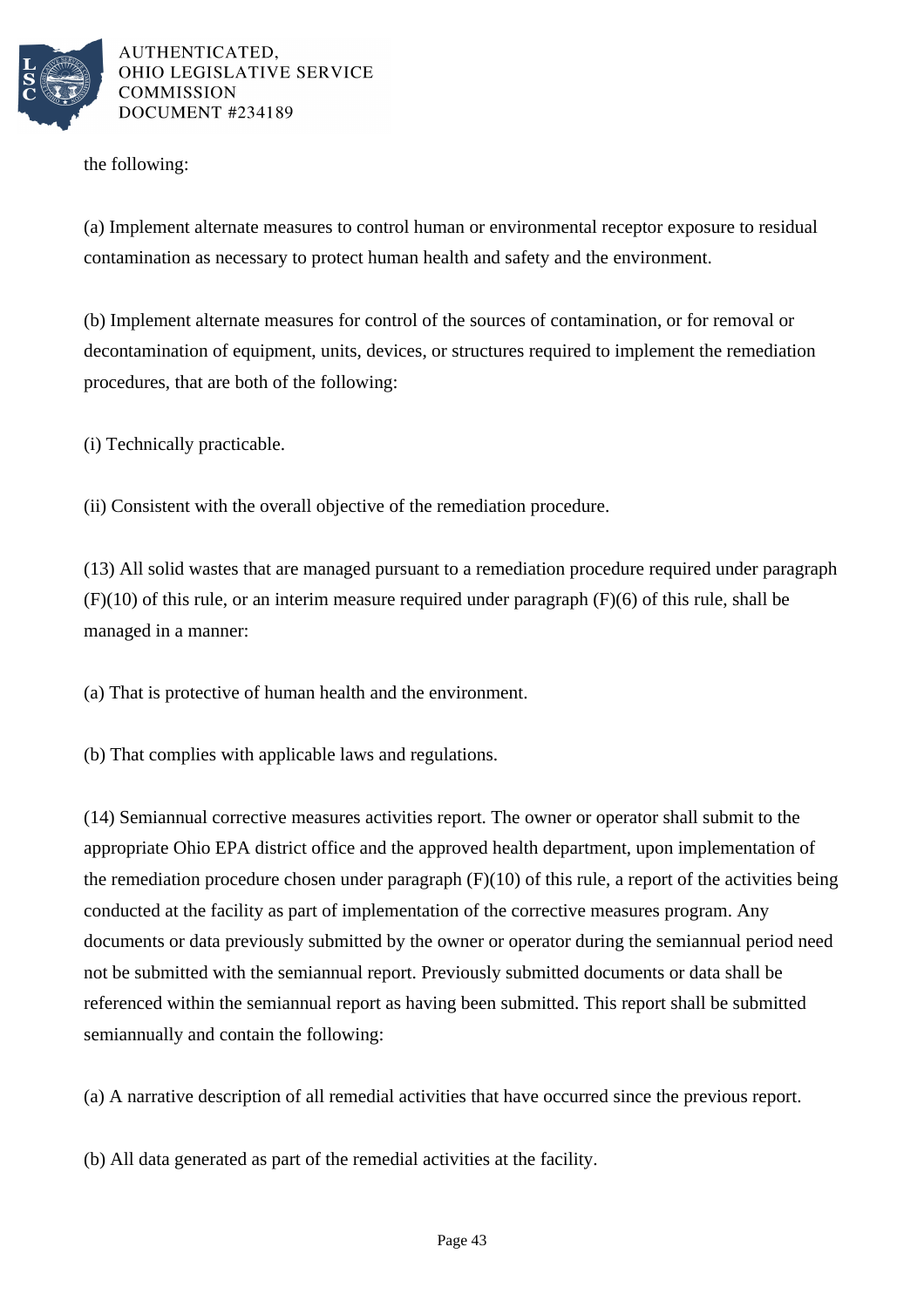the following:

(a) Implement alternate measures to control human or environmental receptor exposure to residual contamination as necessary to protect human health and safety and the environment.

(b) Implement alternate measures for control of the sources of contamination, or for removal or decontamination of equipment, units, devices, or structures required to implement the remediation procedures, that are both of the following:

(i) Technically practicable.

(ii) Consistent with the overall objective of the remediation procedure.

(13) All solid wastes that are managed pursuant to a remediation procedure required under paragraph (F)(10) of this rule, or an interim measure required under paragraph (F)(6) of this rule, shall be managed in a manner:

(a) That is protective of human health and the environment.

(b) That complies with applicable laws and regulations.

(14) Semiannual corrective measures activities report. The owner or operator shall submit to the appropriate Ohio EPA district office and the approved health department, upon implementation of the remediation procedure chosen under paragraph (F)(10) of this rule, a report of the activities being conducted at the facility as part of implementation of the corrective measures program. Any documents or data previously submitted by the owner or operator during the semiannual period need not be submitted with the semiannual report. Previously submitted documents or data shall be referenced within the semiannual report as having been submitted. This report shall be submitted semiannually and contain the following:

(a) A narrative description of all remedial activities that have occurred since the previous report.

(b) All data generated as part of the remedial activities at the facility.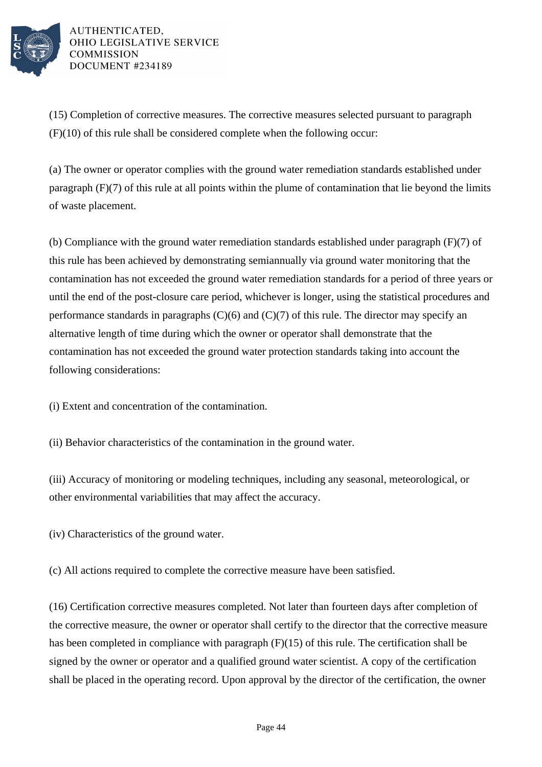(15) Completion of corrective measures. The corrective measures selected pursuant to paragraph (F)(10) of this rule shall be considered complete when the following occur:

(a) The owner or operator complies with the ground water remediation standards established under paragraph (F)(7) of this rule at all points within the plume of contamination that lie beyond the limits of waste placement.

(b) Compliance with the ground water remediation standards established under paragraph (F)(7) of this rule has been achieved by demonstrating semiannually via ground water monitoring that the contamination has not exceeded the ground water remediation standards for a period of three years or until the end of the post-closure care period, whichever is longer, using the statistical procedures and performance standards in paragraphs (C)(6) and (C)(7) of this rule. The director may specify an alternative length of time during which the owner or operator shall demonstrate that the contamination has not exceeded the ground water protection standards taking into account the following considerations:

(i) Extent and concentration of the contamination.

(ii) Behavior characteristics of the contamination in the ground water.

(iii) Accuracy of monitoring or modeling techniques, including any seasonal, meteorological, or other environmental variabilities that may affect the accuracy.

(iv) Characteristics of the ground water.

(c) All actions required to complete the corrective measure have been satisfied.

(16) Certification corrective measures completed. Not later than fourteen days after completion of the corrective measure, the owner or operator shall certify to the director that the corrective measure has been completed in compliance with paragraph (F)(15) of this rule. The certification shall be signed by the owner or operator and a qualified ground water scientist. A copy of the certification shall be placed in the operating record. Upon approval by the director of the certification, the owner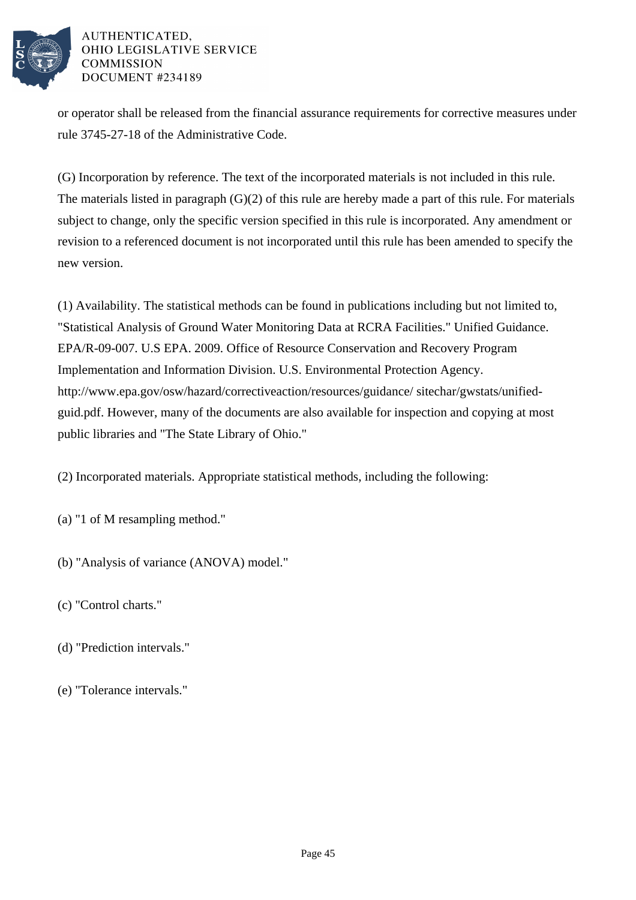or operator shall be released from the financial assurance requirements for corrective measures under rule 3745-27-18 of the Administrative Code.

(G) Incorporation by reference. The text of the incorporated materials is not included in this rule. The materials listed in paragraph (G)(2) of this rule are hereby made a part of this rule. For materials subject to change, only the specific version specified in this rule is incorporated. Any amendment or revision to a referenced document is not incorporated until this rule has been amended to specify the new version.

(1) Availability. The statistical methods can be found in publications including but not limited to, "Statistical Analysis of Ground Water Monitoring Data at RCRA Facilities." Unified Guidance. EPA/R-09-007. U.S EPA. 2009. Office of Resource Conservation and Recovery Program Implementation and Information Division. U.S. Environmental Protection Agency. http://www.epa.gov/osw/hazard/correctiveaction/resources/guidance/ sitechar/gwstats/unified-guid.pdf. However, many of the documents are also available for inspection and copying at most public libraries and "The State Library of Ohio."

(2) Incorporated materials. Appropriate statistical methods, including the following:

(a) "1 of M resampling method."

(b) "Analysis of variance (ANOVA) model."

(c) "Control charts."

(d) "Prediction intervals."

(e) "Tolerance intervals."